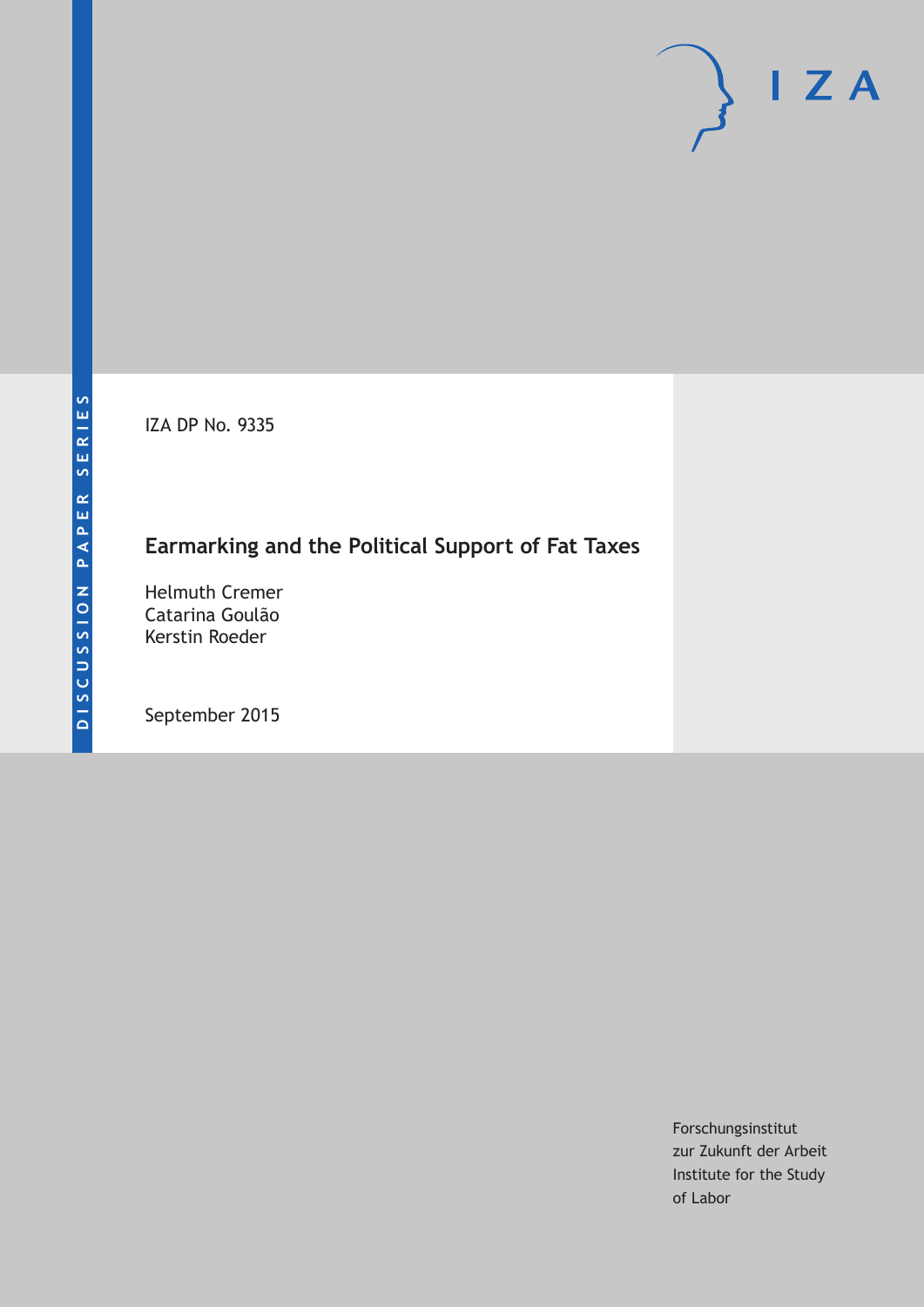DISCUSSION PAPER SERIES

IZA

IZA DP No. 9335

# Earmarking and the Political Support of Fat Taxes

Helmuth Cremer
Catarina Goulão
Kerstin Roeder

September 2015

Forschungsinstitut
zur Zukunft der Arbeit
Institute for the Study
of Labor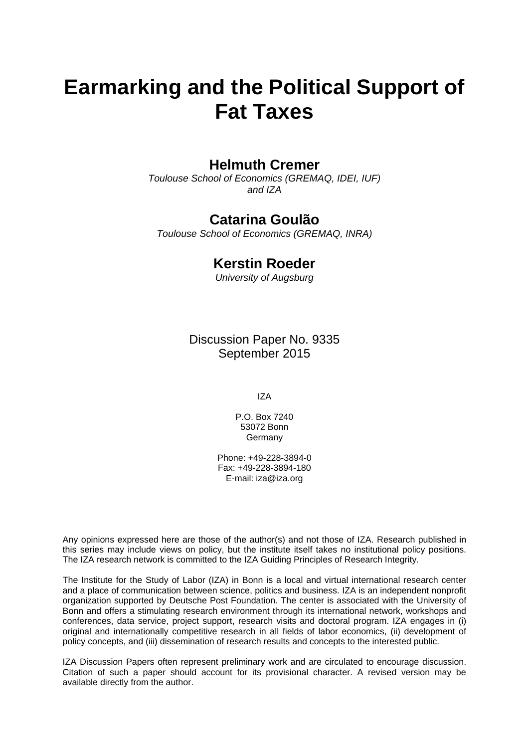# Earmarking and the Political Support of Fat Taxes

## Helmuth Cremer

*Toulouse School of Economics (GREMAQ, IDEI, IUF) and IZA*

## Catarina Goulão

*Toulouse School of Economics (GREMAQ, INRA)*

## Kerstin Roeder

*University of Augsburg*

Discussion Paper No. 9335
September 2015

IZA

P.O. Box 7240
53072 Bonn
Germany

Phone: +49-228-3894-0
Fax: +49-228-3894-180
E-mail: iza@iza.org

Any opinions expressed here are those of the author(s) and not those of IZA. Research published in this series may include views on policy, but the institute itself takes no institutional policy positions. The IZA research network is committed to the IZA Guiding Principles of Research Integrity.

The Institute for the Study of Labor (IZA) in Bonn is a local and virtual international research center and a place of communication between science, politics and business. IZA is an independent nonprofit organization supported by Deutsche Post Foundation. The center is associated with the University of Bonn and offers a stimulating research environment through its international network, workshops and conferences, data service, project support, research visits and doctoral program. IZA engages in (i) original and internationally competitive research in all fields of labor economics, (ii) development of policy concepts, and (iii) dissemination of research results and concepts to the interested public.

IZA Discussion Papers often represent preliminary work and are circulated to encourage discussion. Citation of such a paper should account for its provisional character. A revised version may be available directly from the author.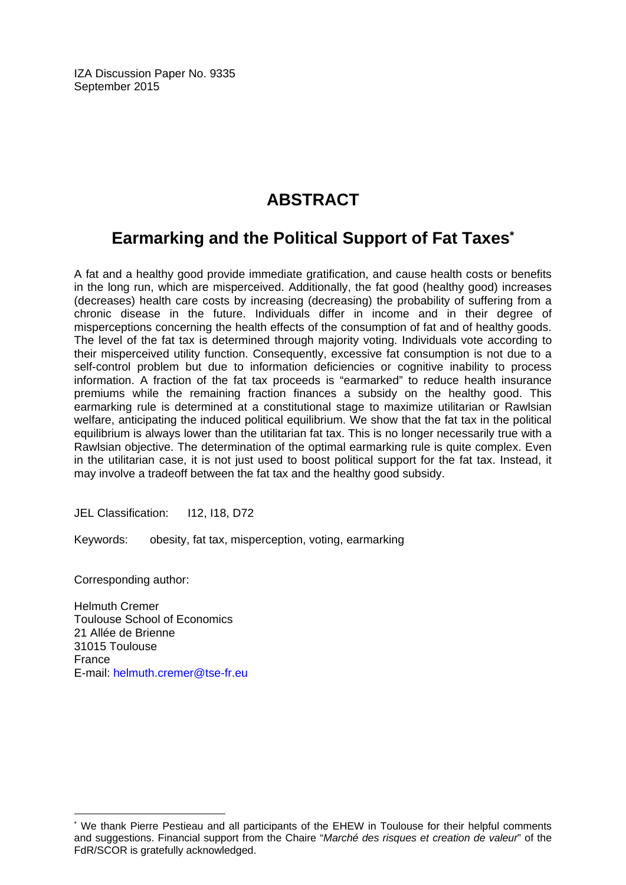IZA Discussion Paper No. 9335
September 2015

# ABSTRACT

## Earmarking and the Political Support of Fat Taxes*

A fat and a healthy good provide immediate gratification, and cause health costs or benefits in the long run, which are misperceived. Additionally, the fat good (healthy good) increases (decreases) health care costs by increasing (decreasing) the probability of suffering from a chronic disease in the future. Individuals differ in income and in their degree of misperceptions concerning the health effects of the consumption of fat and of healthy goods. The level of the fat tax is determined through majority voting. Individuals vote according to their misperceived utility function. Consequently, excessive fat consumption is not due to a self-control problem but due to information deficiencies or cognitive inability to process information. A fraction of the fat tax proceeds is "earmarked" to reduce health insurance premiums while the remaining fraction finances a subsidy on the healthy good. This earmarking rule is determined at a constitutional stage to maximize utilitarian or Rawlsian welfare, anticipating the induced political equilibrium. We show that the fat tax in the political equilibrium is always lower than the utilitarian fat tax. This is no longer necessarily true with a Rawlsian objective. The determination of the optimal earmarking rule is quite complex. Even in the utilitarian case, it is not just used to boost political support for the fat tax. Instead, it may involve a tradeoff between the fat tax and the healthy good subsidy.

JEL Classification: I12, I18, D72

Keywords: obesity, fat tax, misperception, voting, earmarking

Corresponding author:

Helmuth Cremer
Toulouse School of Economics
21 Allée de Brienne
31015 Toulouse
France
E-mail: helmuth.cremer@tse-fr.eu

---

* We thank Pierre Pestieau and all participants of the EHEW in Toulouse for their helpful comments and suggestions. Financial support from the Chaire "*Marché des risques et creation de valeur*" of the FdR/SCOR is gratefully acknowledged.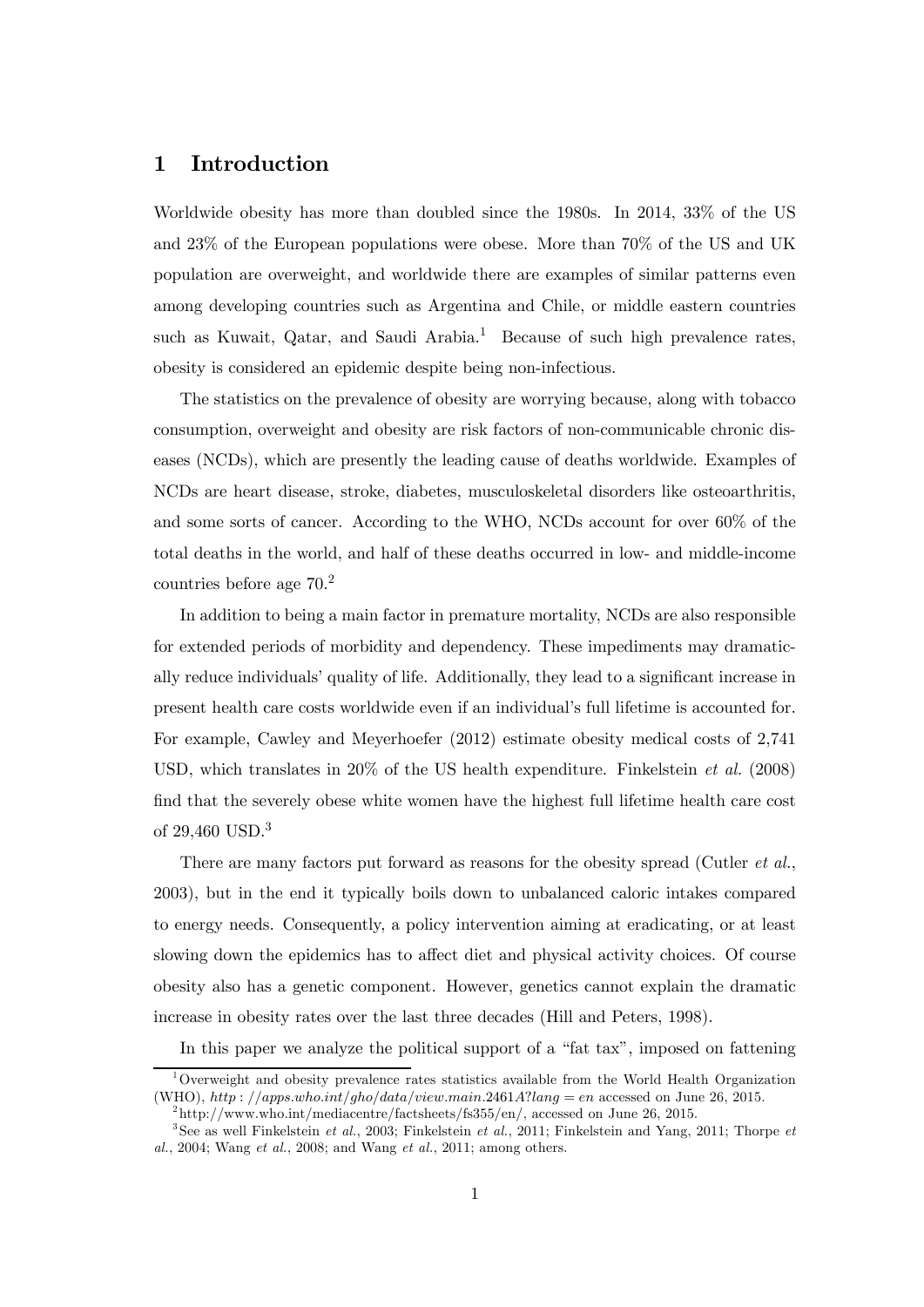## 1 Introduction

Worldwide obesity has more than doubled since the 1980s. In 2014, 33% of the US and 23% of the European populations were obese. More than 70% of the US and UK population are overweight, and worldwide there are examples of similar patterns even among developing countries such as Argentina and Chile, or middle eastern countries such as Kuwait, Qatar, and Saudi Arabia.[1] Because of such high prevalence rates, obesity is considered an epidemic despite being non-infectious.

The statistics on the prevalence of obesity are worrying because, along with tobacco consumption, overweight and obesity are risk factors of non-communicable chronic diseases (NCDs), which are presently the leading cause of deaths worldwide. Examples of NCDs are heart disease, stroke, diabetes, musculoskeletal disorders like osteoarthritis, and some sorts of cancer. According to the WHO, NCDs account for over 60% of the total deaths in the world, and half of these deaths occurred in low- and middle-income countries before age 70.[2]

In addition to being a main factor in premature mortality, NCDs are also responsible for extended periods of morbidity and dependency. These impediments may dramatically reduce individuals' quality of life. Additionally, they lead to a significant increase in present health care costs worldwide even if an individual's full lifetime is accounted for. For example, Cawley and Meyerhoefer (2012) estimate obesity medical costs of 2,741 USD, which translates in 20% of the US health expenditure. Finkelstein *et al.* (2008) find that the severely obese white women have the highest full lifetime health care cost of 29,460 USD.[3]

There are many factors put forward as reasons for the obesity spread (Cutler *et al.*, 2003), but in the end it typically boils down to unbalanced caloric intakes compared to energy needs. Consequently, a policy intervention aiming at eradicating, or at least slowing down the epidemics has to affect diet and physical activity choices. Of course obesity also has a genetic component. However, genetics cannot explain the dramatic increase in obesity rates over the last three decades (Hill and Peters, 1998).

In this paper we analyze the political support of a "fat tax", imposed on fattening

---

[1] Overweight and obesity prevalence rates statistics available from the World Health Organization (WHO), *http://apps.who.int/gho/data/view.main.2461A?lang=en* accessed on June 26, 2015.

[2] http://www.who.int/mediacentre/factsheets/fs355/en/, accessed on June 26, 2015.

[3] See as well Finkelstein *et al.*, 2003; Finkelstein *et al.*, 2011; Finkelstein and Yang, 2011; Thorpe *et al.*, 2004; Wang *et al.*, 2008; and Wang *et al.*, 2011; among others.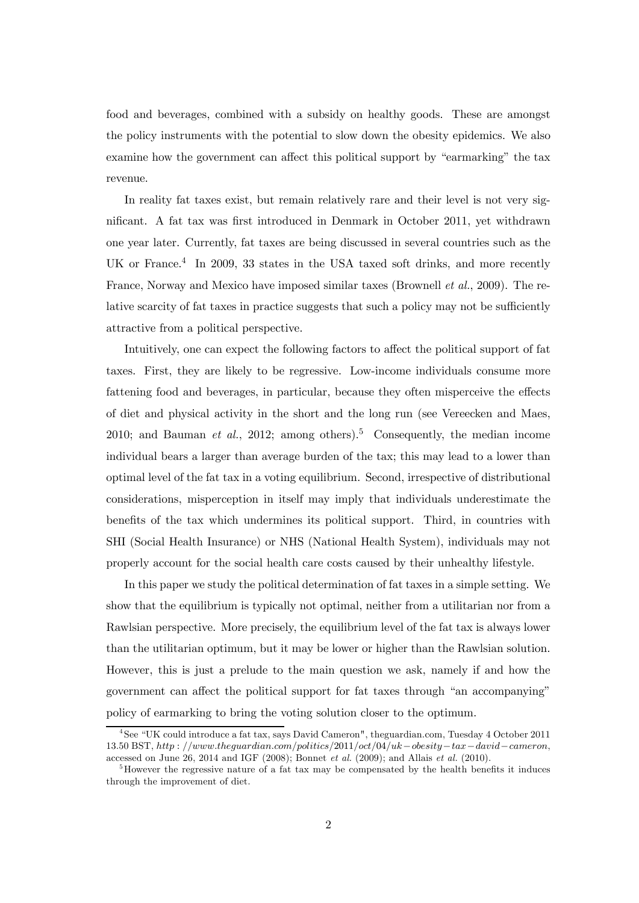food and beverages, combined with a subsidy on healthy goods. These are amongst the policy instruments with the potential to slow down the obesity epidemics. We also examine how the government can affect this political support by "earmarking" the tax revenue.

In reality fat taxes exist, but remain relatively rare and their level is not very significant. A fat tax was first introduced in Denmark in October 2011, yet withdrawn one year later. Currently, fat taxes are being discussed in several countries such as the UK or France.[4] In 2009, 33 states in the USA taxed soft drinks, and more recently France, Norway and Mexico have imposed similar taxes (Brownell *et al.*, 2009). The relative scarcity of fat taxes in practice suggests that such a policy may not be sufficiently attractive from a political perspective.

Intuitively, one can expect the following factors to affect the political support of fat taxes. First, they are likely to be regressive. Low-income individuals consume more fattening food and beverages, in particular, because they often misperceive the effects of diet and physical activity in the short and the long run (see Vereecken and Maes, 2010; and Bauman *et al.*, 2012; among others).[5] Consequently, the median income individual bears a larger than average burden of the tax; this may lead to a lower than optimal level of the fat tax in a voting equilibrium. Second, irrespective of distributional considerations, misperception in itself may imply that individuals underestimate the benefits of the tax which undermines its political support. Third, in countries with SHI (Social Health Insurance) or NHS (National Health System), individuals may not properly account for the social health care costs caused by their unhealthy lifestyle.

In this paper we study the political determination of fat taxes in a simple setting. We show that the equilibrium is typically not optimal, neither from a utilitarian nor from a Rawlsian perspective. More precisely, the equilibrium level of the fat tax is always lower than the utilitarian optimum, but it may be lower or higher than the Rawlsian solution. However, this is just a prelude to the main question we ask, namely if and how the government can affect the political support for fat taxes through "an accompanying" policy of earmarking to bring the voting solution closer to the optimum.

[4] See "UK could introduce a fat tax, says David Cameron", theguardian.com, Tuesday 4 October 2011 13.50 BST, *http://www.theguardian.com/politics/2011/oct/04/uk−obesity−tax−david−cameron*, accessed on June 26, 2014 and IGF (2008); Bonnet *et al.* (2009); and Allais *et al.* (2010).

[5] However the regressive nature of a fat tax may be compensated by the health benefits it induces through the improvement of diet.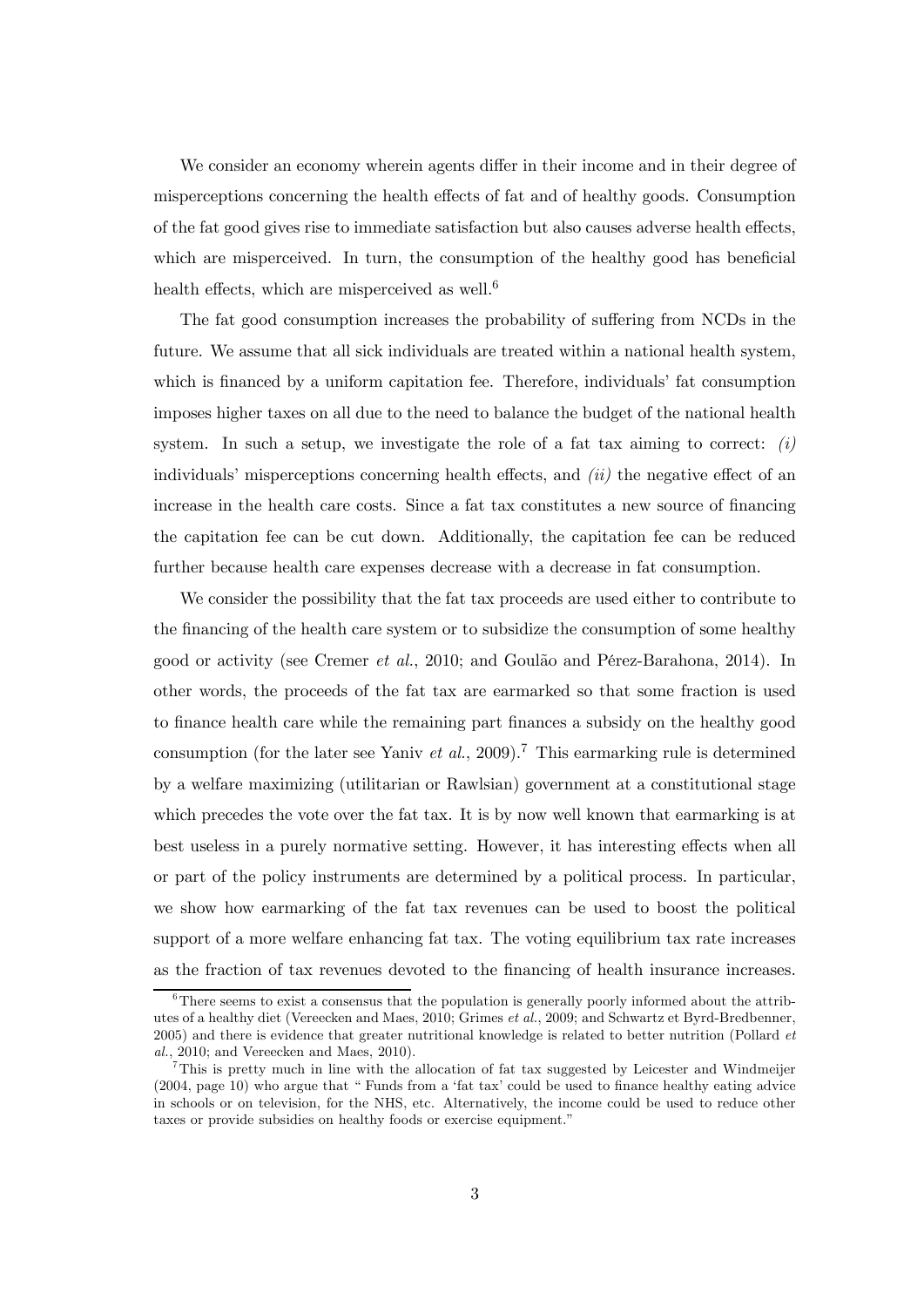We consider an economy wherein agents differ in their income and in their degree of misperceptions concerning the health effects of fat and of healthy goods. Consumption of the fat good gives rise to immediate satisfaction but also causes adverse health effects, which are misperceived. In turn, the consumption of the healthy good has beneficial health effects, which are misperceived as well.[6]

The fat good consumption increases the probability of suffering from NCDs in the future. We assume that all sick individuals are treated within a national health system, which is financed by a uniform capitation fee. Therefore, individuals' fat consumption imposes higher taxes on all due to the need to balance the budget of the national health system. In such a setup, we investigate the role of a fat tax aiming to correct: *(i)* individuals' misperceptions concerning health effects, and *(ii)* the negative effect of an increase in the health care costs. Since a fat tax constitutes a new source of financing the capitation fee can be cut down. Additionally, the capitation fee can be reduced further because health care expenses decrease with a decrease in fat consumption.

We consider the possibility that the fat tax proceeds are used either to contribute to the financing of the health care system or to subsidize the consumption of some healthy good or activity (see Cremer *et al.*, 2010; and Goulão and Pérez-Barahona, 2014). In other words, the proceeds of the fat tax are earmarked so that some fraction is used to finance health care while the remaining part finances a subsidy on the healthy good consumption (for the later see Yaniv *et al.*, 2009).[7] This earmarking rule is determined by a welfare maximizing (utilitarian or Rawlsian) government at a constitutional stage which precedes the vote over the fat tax. It is by now well known that earmarking is at best useless in a purely normative setting. However, it has interesting effects when all or part of the policy instruments are determined by a political process. In particular, we show how earmarking of the fat tax revenues can be used to boost the political support of a more welfare enhancing fat tax. The voting equilibrium tax rate increases as the fraction of tax revenues devoted to the financing of health insurance increases.

[6] There seems to exist a consensus that the population is generally poorly informed about the attributes of a healthy diet (Vereecken and Maes, 2010; Grimes *et al.*, 2009; and Schwartz et Byrd-Bredbenner, 2005) and there is evidence that greater nutritional knowledge is related to better nutrition (Pollard *et al.*, 2010; and Vereecken and Maes, 2010).

[7] This is pretty much in line with the allocation of fat tax suggested by Leicester and Windmeijer (2004, page 10) who argue that " Funds from a 'fat tax' could be used to finance healthy eating advice in schools or on television, for the NHS, etc. Alternatively, the income could be used to reduce other taxes or provide subsidies on healthy foods or exercise equipment."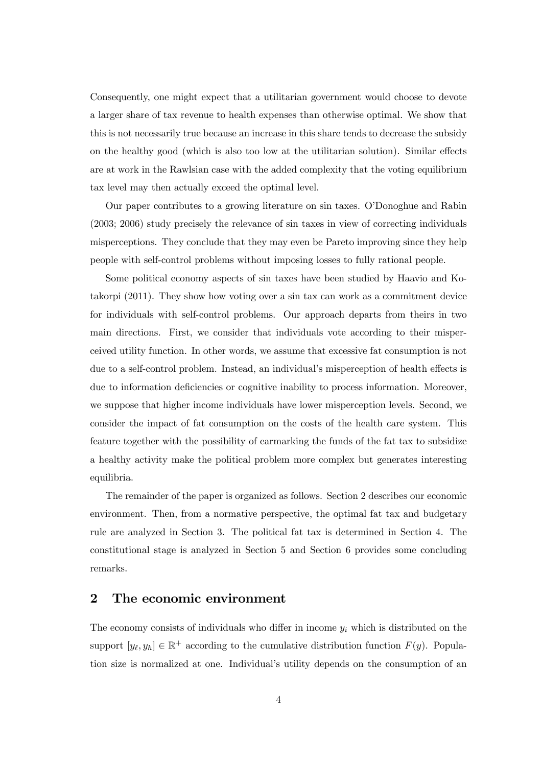Consequently, one might expect that a utilitarian government would choose to devote a larger share of tax revenue to health expenses than otherwise optimal. We show that this is not necessarily true because an increase in this share tends to decrease the subsidy on the healthy good (which is also too low at the utilitarian solution). Similar effects are at work in the Rawlsian case with the added complexity that the voting equilibrium tax level may then actually exceed the optimal level.

Our paper contributes to a growing literature on sin taxes. O'Donoghue and Rabin (2003; 2006) study precisely the relevance of sin taxes in view of correcting individuals misperceptions. They conclude that they may even be Pareto improving since they help people with self-control problems without imposing losses to fully rational people.

Some political economy aspects of sin taxes have been studied by Haavio and Kotakorpi (2011). They show how voting over a sin tax can work as a commitment device for individuals with self-control problems. Our approach departs from theirs in two main directions. First, we consider that individuals vote according to their misperceived utility function. In other words, we assume that excessive fat consumption is not due to a self-control problem. Instead, an individual's misperception of health effects is due to information deficiencies or cognitive inability to process information. Moreover, we suppose that higher income individuals have lower misperception levels. Second, we consider the impact of fat consumption on the costs of the health care system. This feature together with the possibility of earmarking the funds of the fat tax to subsidize a healthy activity make the political problem more complex but generates interesting equilibria.

The remainder of the paper is organized as follows. Section 2 describes our economic environment. Then, from a normative perspective, the optimal fat tax and budgetary rule are analyzed in Section 3. The political fat tax is determined in Section 4. The constitutional stage is analyzed in Section 5 and Section 6 provides some concluding remarks.

## 2 The economic environment

The economy consists of individuals who differ in income $y_i$ which is distributed on the support $[y_\ell, y_h] \in \mathbb{R}^+$ according to the cumulative distribution function $F(y)$. Population size is normalized at one. Individual's utility depends on the consumption of an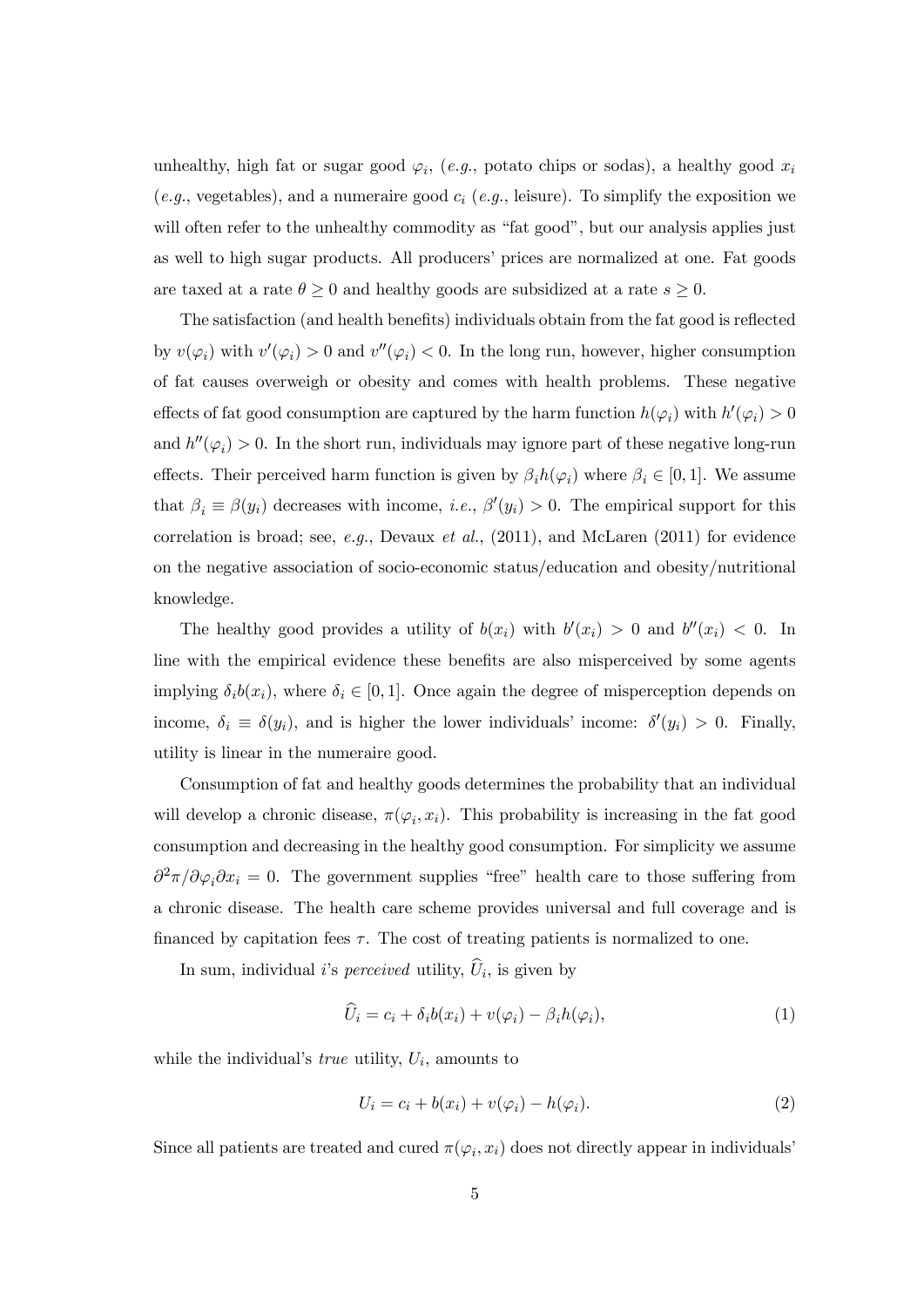unhealthy, high fat or sugar good $\varphi_i$, (*e.g.*, potato chips or sodas), a healthy good $x_i$ (*e.g.*, vegetables), and a numeraire good $c_i$ (*e.g.*, leisure). To simplify the exposition we will often refer to the unhealthy commodity as "fat good", but our analysis applies just as well to high sugar products. All producers' prices are normalized at one. Fat goods are taxed at a rate $\theta \geq 0$ and healthy goods are subsidized at a rate $s \geq 0$.

The satisfaction (and health benefits) individuals obtain from the fat good is reflected by $v(\varphi_i)$ with $v'(\varphi_i) > 0$ and $v''(\varphi_i) < 0$. In the long run, however, higher consumption of fat causes overweigh or obesity and comes with health problems. These negative effects of fat good consumption are captured by the harm function $h(\varphi_i)$ with $h'(\varphi_i) > 0$ and $h''(\varphi_i) > 0$. In the short run, individuals may ignore part of these negative long-run effects. Their perceived harm function is given by $\beta_i h(\varphi_i)$ where $\beta_i \in [0, 1]$. We assume that $\beta_i \equiv \beta(y_i)$ decreases with income, *i.e.*, $\beta'(y_i) > 0$. The empirical support for this correlation is broad; see, *e.g.*, Devaux *et al.*, (2011), and McLaren (2011) for evidence on the negative association of socio-economic status/education and obesity/nutritional knowledge.

The healthy good provides a utility of $b(x_i)$ with $b'(x_i) > 0$ and $b''(x_i) < 0$. In line with the empirical evidence these benefits are also misperceived by some agents implying $\delta_i b(x_i)$, where $\delta_i \in [0, 1]$. Once again the degree of misperception depends on income, $\delta_i \equiv \delta(y_i)$, and is higher the lower individuals' income: $\delta'(y_i) > 0$. Finally, utility is linear in the numeraire good.

Consumption of fat and healthy goods determines the probability that an individual will develop a chronic disease, $\pi(\varphi_i, x_i)$. This probability is increasing in the fat good consumption and decreasing in the healthy good consumption. For simplicity we assume $\partial^2 \pi / \partial \varphi_i \partial x_i = 0$. The government supplies "free" health care to those suffering from a chronic disease. The health care scheme provides universal and full coverage and is financed by capitation fees $\tau$. The cost of treating patients is normalized to one.

In sum, individual $i$'s *perceived* utility, $\widehat{U}_i$, is given by

$$\widehat{U}_i = c_i + \delta_i b(x_i) + v(\varphi_i) - \beta_i h(\varphi_i), \tag{1}$$

while the individual's *true* utility, $U_i$, amounts to

$$U_i = c_i + b(x_i) + v(\varphi_i) - h(\varphi_i). \tag{2}$$

Since all patients are treated and cured $\pi(\varphi_i, x_i)$ does not directly appear in individuals'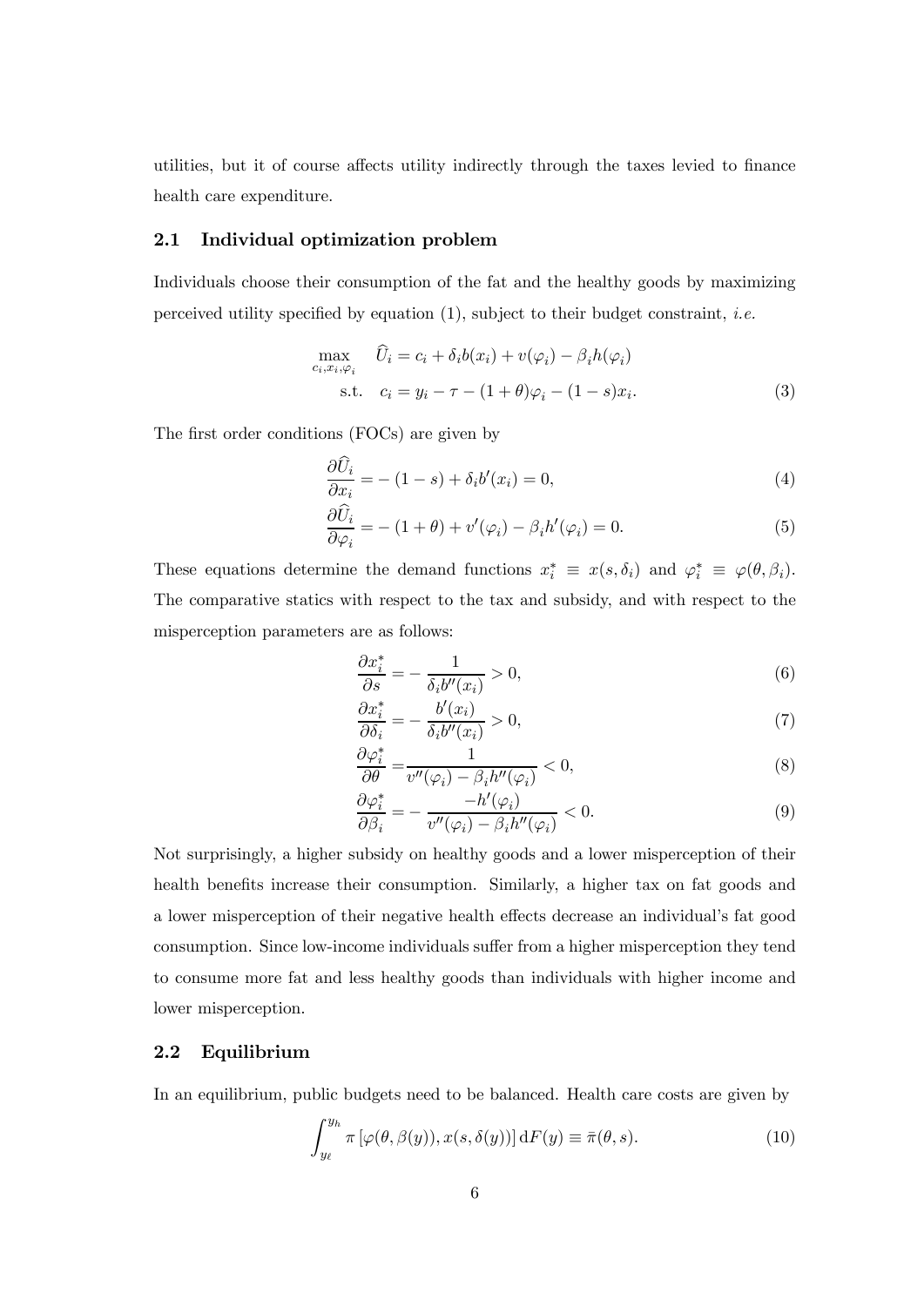utilities, but it of course affects utility indirectly through the taxes levied to finance health care expenditure.

### 2.1 Individual optimization problem

Individuals choose their consumption of the fat and the healthy goods by maximizing perceived utility specified by equation (1), subject to their budget constraint, *i.e.*

$$\max_{c_i, x_i, \varphi_i} \quad \widehat{U}_i = c_i + \delta_i b(x_i) + v(\varphi_i) - \beta_i h(\varphi_i)$$
$$\text{s.t.} \quad c_i = y_i - \tau - (1+\theta)\varphi_i - (1-s)x_i. \tag{3}$$

The first order conditions (FOCs) are given by

$$\frac{\partial \widehat{U}_i}{\partial x_i} = -(1-s) + \delta_i b'(x_i) = 0, \tag{4}$$

$$\frac{\partial \widehat{U}_i}{\partial \varphi_i} = -(1+\theta) + v'(\varphi_i) - \beta_i h'(\varphi_i) = 0. \tag{5}$$

These equations determine the demand functions $x_i^* \equiv x(s, \delta_i)$ and $\varphi_i^* \equiv \varphi(\theta, \beta_i)$. The comparative statics with respect to the tax and subsidy, and with respect to the misperception parameters are as follows:

$$\frac{\partial x_i^*}{\partial s} = -\frac{1}{\delta_i b''(x_i)} > 0, \tag{6}$$

$$\frac{\partial x_i^*}{\partial \delta_i} = -\frac{b'(x_i)}{\delta_i b''(x_i)} > 0, \tag{7}$$

$$\frac{\partial \varphi_i^*}{\partial \theta} = \frac{1}{v''(\varphi_i) - \beta_i h''(\varphi_i)} < 0, \tag{8}$$

$$\frac{\partial \varphi_i^*}{\partial \beta_i} = -\frac{-h'(\varphi_i)}{v''(\varphi_i) - \beta_i h''(\varphi_i)} < 0. \tag{9}$$

Not surprisingly, a higher subsidy on healthy goods and a lower misperception of their health benefits increase their consumption. Similarly, a higher tax on fat goods and a lower misperception of their negative health effects decrease an individual's fat good consumption. Since low-income individuals suffer from a higher misperception they tend to consume more fat and less healthy goods than individuals with higher income and lower misperception.

### 2.2 Equilibrium

In an equilibrium, public budgets need to be balanced. Health care costs are given by

$$\int_{y_\ell}^{y_h} \pi\left[\varphi(\theta, \beta(y)), x(s, \delta(y))\right] \mathrm{d}F(y) \equiv \bar{\pi}(\theta, s). \tag{10}$$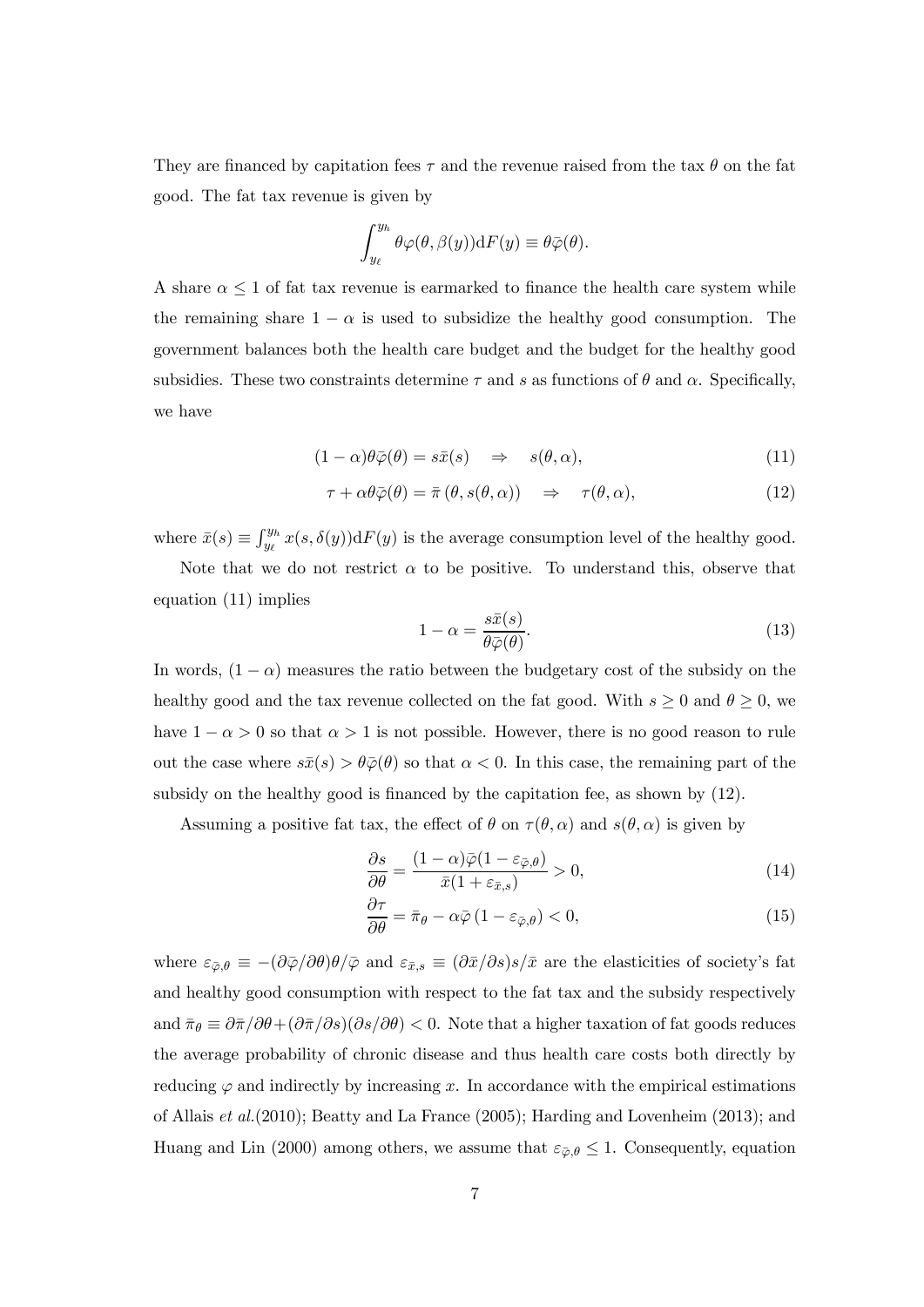They are financed by capitation fees $\tau$ and the revenue raised from the tax $\theta$ on the fat good. The fat tax revenue is given by

$$\int_{y_\ell}^{y_h} \theta\varphi(\theta, \beta(y))\mathrm{d}F(y) \equiv \theta\bar{\varphi}(\theta).$$

A share $\alpha \leq 1$ of fat tax revenue is earmarked to finance the health care system while the remaining share $1-\alpha$ is used to subsidize the healthy good consumption. The government balances both the health care budget and the budget for the healthy good subsidies. These two constraints determine $\tau$ and $s$ as functions of $\theta$ and $\alpha$. Specifically, we have

$$(1-\alpha)\theta\bar{\varphi}(\theta) = s\bar{x}(s) \quad \Rightarrow \quad s(\theta, \alpha), \tag{11}$$

$$\tau + \alpha\theta\bar{\varphi}(\theta) = \bar{\pi}\left(\theta, s(\theta, \alpha)\right) \quad \Rightarrow \quad \tau(\theta, \alpha), \tag{12}$$

where $\bar{x}(s) \equiv \int_{y_\ell}^{y_h} x(s, \delta(y))\mathrm{d}F(y)$ is the average consumption level of the healthy good.

Note that we do not restrict $\alpha$ to be positive. To understand this, observe that equation (11) implies

$$1 - \alpha = \frac{s\bar{x}(s)}{\theta\bar{\varphi}(\theta)}. \tag{13}$$

In words, $(1-\alpha)$ measures the ratio between the budgetary cost of the subsidy on the healthy good and the tax revenue collected on the fat good. With $s \geq 0$ and $\theta \geq 0$, we have $1 - \alpha > 0$ so that $\alpha > 1$ is not possible. However, there is no good reason to rule out the case where $s\bar{x}(s) > \theta\bar{\varphi}(\theta)$ so that $\alpha < 0$. In this case, the remaining part of the subsidy on the healthy good is financed by the capitation fee, as shown by (12).

Assuming a positive fat tax, the effect of $\theta$ on $\tau(\theta, \alpha)$ and $s(\theta, \alpha)$ is given by

$$\frac{\partial s}{\partial \theta} = \frac{(1-\alpha)\bar{\varphi}(1-\varepsilon_{\bar{\varphi},\theta})}{\bar{x}(1+\varepsilon_{\bar{x},s})} > 0, \tag{14}$$

$$\frac{\partial \tau}{\partial \theta} = \bar{\pi}_\theta - \alpha\bar{\varphi}\left(1 - \varepsilon_{\bar{\varphi},\theta}\right) < 0, \tag{15}$$

where $\varepsilon_{\bar{\varphi},\theta} \equiv -(\partial\bar{\varphi}/\partial\theta)\theta/\bar{\varphi}$ and $\varepsilon_{\bar{x},s} \equiv (\partial\bar{x}/\partial s)s/\bar{x}$ are the elasticities of society's fat and healthy good consumption with respect to the fat tax and the subsidy respectively and $\bar{\pi}_\theta \equiv \partial\bar{\pi}/\partial\theta + (\partial\bar{\pi}/\partial s)(\partial s/\partial\theta) < 0$. Note that a higher taxation of fat goods reduces the average probability of chronic disease and thus health care costs both directly by reducing $\varphi$ and indirectly by increasing $x$. In accordance with the empirical estimations of Allais *et al.*(2010); Beatty and La France (2005); Harding and Lovenheim (2013); and Huang and Lin (2000) among others, we assume that $\varepsilon_{\bar{\varphi},\theta} \leq 1$. Consequently, equation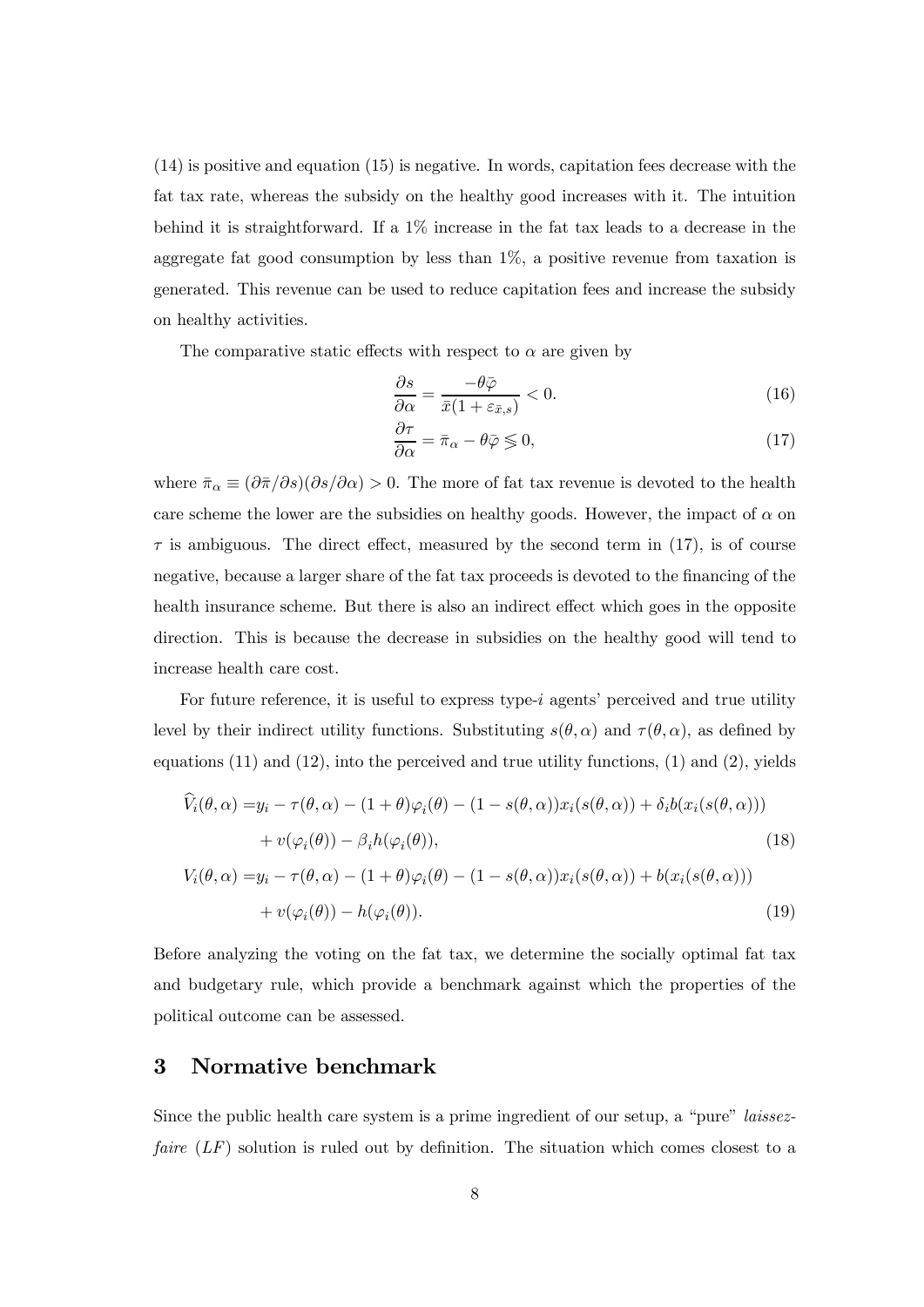(14) is positive and equation (15) is negative. In words, capitation fees decrease with the fat tax rate, whereas the subsidy on the healthy good increases with it. The intuition behind it is straightforward. If a 1% increase in the fat tax leads to a decrease in the aggregate fat good consumption by less than 1%, a positive revenue from taxation is generated. This revenue can be used to reduce capitation fees and increase the subsidy on healthy activities.

The comparative static effects with respect to $\alpha$ are given by

$$\frac{\partial s}{\partial \alpha} = \frac{-\theta \bar{\varphi}}{\bar{x}(1+\varepsilon_{\bar{x},s})} < 0. \tag{16}$$

$$\frac{\partial \tau}{\partial \alpha} = \bar{\pi}_\alpha - \theta \bar{\varphi} \lesseqgtr 0, \tag{17}$$

where $\bar{\pi}_\alpha \equiv (\partial \bar{\pi}/\partial s)(\partial s/\partial \alpha) > 0$. The more of fat tax revenue is devoted to the health care scheme the lower are the subsidies on healthy goods. However, the impact of $\alpha$ on $\tau$ is ambiguous. The direct effect, measured by the second term in (17), is of course negative, because a larger share of the fat tax proceeds is devoted to the financing of the health insurance scheme. But there is also an indirect effect which goes in the opposite direction. This is because the decrease in subsidies on the healthy good will tend to increase health care cost.

For future reference, it is useful to express type-$i$ agents' perceived and true utility level by their indirect utility functions. Substituting $s(\theta, \alpha)$ and $\tau(\theta, \alpha)$, as defined by equations (11) and (12), into the perceived and true utility functions, (1) and (2), yields

$$\begin{aligned}\widehat{V}_i(\theta, \alpha) =& y_i - \tau(\theta, \alpha) - (1+\theta)\varphi_i(\theta) - (1 - s(\theta, \alpha))x_i(s(\theta, \alpha)) + \delta_i b(x_i(s(\theta, \alpha))) \\ &+ v(\varphi_i(\theta)) - \beta_i h(\varphi_i(\theta)),\end{aligned} \tag{18}$$

$$\begin{aligned}V_i(\theta, \alpha) =& y_i - \tau(\theta, \alpha) - (1+\theta)\varphi_i(\theta) - (1 - s(\theta, \alpha))x_i(s(\theta, \alpha)) + b(x_i(s(\theta, \alpha))) \\ &+ v(\varphi_i(\theta)) - h(\varphi_i(\theta)).\end{aligned} \tag{19}$$

Before analyzing the voting on the fat tax, we determine the socially optimal fat tax and budgetary rule, which provide a benchmark against which the properties of the political outcome can be assessed.

## 3 Normative benchmark

Since the public health care system is a prime ingredient of our setup, a "pure" *laissez-faire* (*LF*) solution is ruled out by definition. The situation which comes closest to a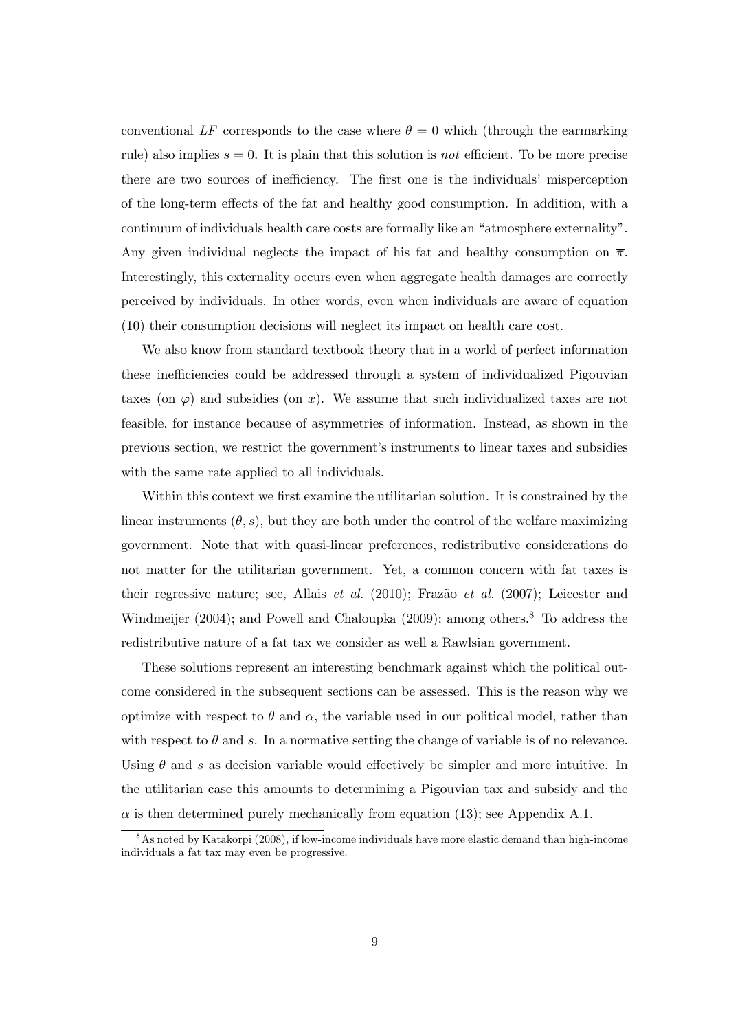conventional $LF$ corresponds to the case where $\theta = 0$ which (through the earmarking rule) also implies $s = 0$. It is plain that this solution is *not* efficient. To be more precise there are two sources of inefficiency. The first one is the individuals' misperception of the long-term effects of the fat and healthy good consumption. In addition, with a continuum of individuals health care costs are formally like an "atmosphere externality". Any given individual neglects the impact of his fat and healthy consumption on $\overline{\pi}$. Interestingly, this externality occurs even when aggregate health damages are correctly perceived by individuals. In other words, even when individuals are aware of equation (10) their consumption decisions will neglect its impact on health care cost.

We also know from standard textbook theory that in a world of perfect information these inefficiencies could be addressed through a system of individualized Pigouvian taxes (on $\varphi$) and subsidies (on $x$). We assume that such individualized taxes are not feasible, for instance because of asymmetries of information. Instead, as shown in the previous section, we restrict the government's instruments to linear taxes and subsidies with the same rate applied to all individuals.

Within this context we first examine the utilitarian solution. It is constrained by the linear instruments $(\theta, s)$, but they are both under the control of the welfare maximizing government. Note that with quasi-linear preferences, redistributive considerations do not matter for the utilitarian government. Yet, a common concern with fat taxes is their regressive nature; see, Allais *et al.* (2010); Frazão *et al.* (2007); Leicester and Windmeijer (2004); and Powell and Chaloupka (2009); among others.[8] To address the redistributive nature of a fat tax we consider as well a Rawlsian government.

These solutions represent an interesting benchmark against which the political outcome considered in the subsequent sections can be assessed. This is the reason why we optimize with respect to $\theta$ and $\alpha$, the variable used in our political model, rather than with respect to $\theta$ and $s$. In a normative setting the change of variable is of no relevance. Using $\theta$ and $s$ as decision variable would effectively be simpler and more intuitive. In the utilitarian case this amounts to determining a Pigouvian tax and subsidy and the $\alpha$ is then determined purely mechanically from equation (13); see Appendix A.1.

[8] As noted by Katakorpi (2008), if low-income individuals have more elastic demand than high-income individuals a fat tax may even be progressive.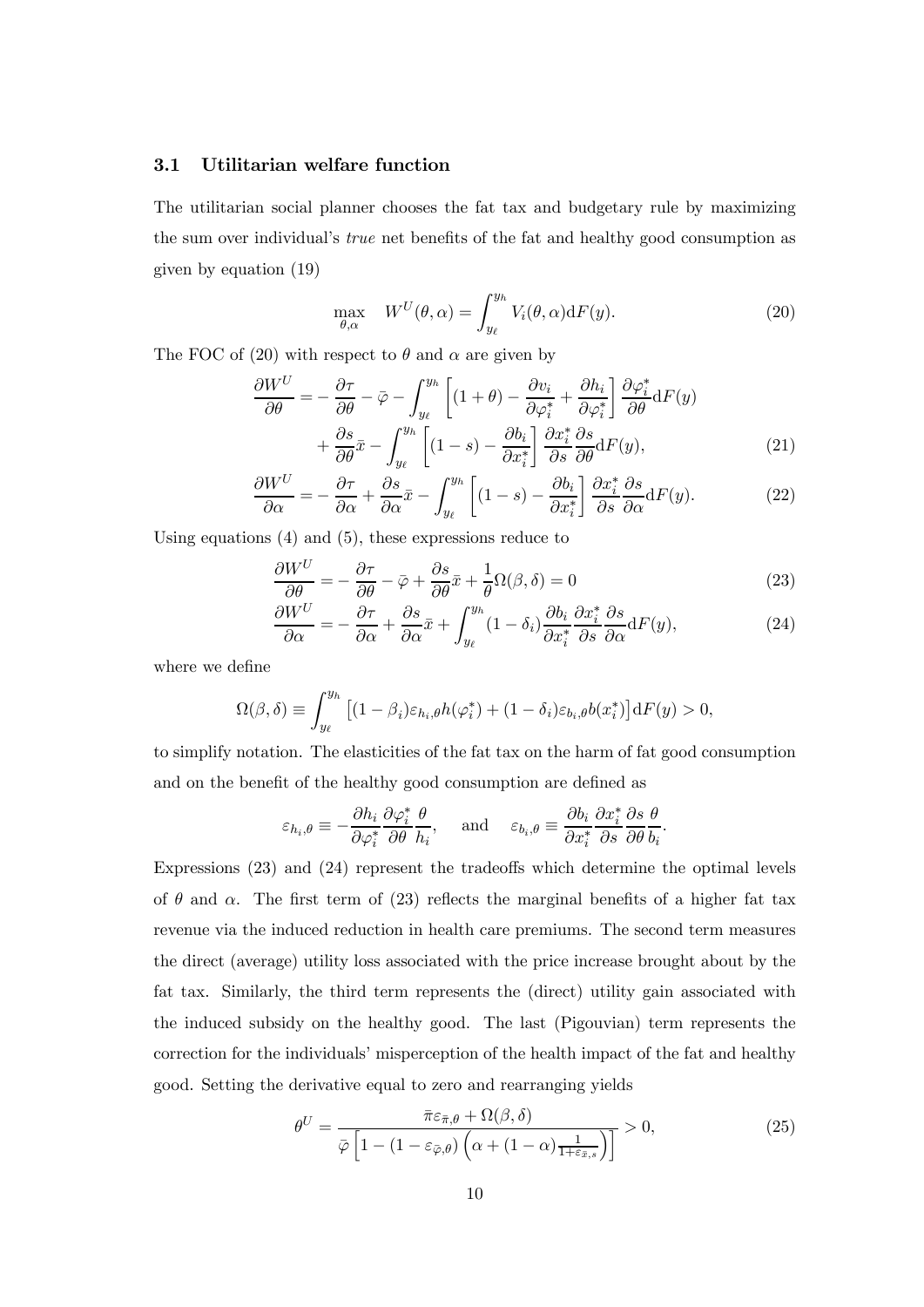### 3.1 Utilitarian welfare function

The utilitarian social planner chooses the fat tax and budgetary rule by maximizing the sum over individual's *true* net benefits of the fat and healthy good consumption as given by equation (19)

$$\max_{\theta,\alpha} \quad W^U(\theta,\alpha) = \int_{y_\ell}^{y_h} V_i(\theta,\alpha)\mathrm{d}F(y). \tag{20}$$

The FOC of (20) with respect to $\theta$ and $\alpha$ are given by

$$\begin{aligned}\frac{\partial W^U}{\partial \theta} =& -\frac{\partial \tau}{\partial \theta} - \bar{\varphi} - \int_{y_\ell}^{y_h} \left[(1+\theta) - \frac{\partial v_i}{\partial \varphi_i^*} + \frac{\partial h_i}{\partial \varphi_i^*}\right] \frac{\partial \varphi_i^*}{\partial \theta}\mathrm{d}F(y) \\ &+ \frac{\partial s}{\partial \theta}\bar{x} - \int_{y_\ell}^{y_h} \left[(1-s) - \frac{\partial b_i}{\partial x_i^*}\right] \frac{\partial x_i^*}{\partial s}\frac{\partial s}{\partial \theta}\mathrm{d}F(y), \end{aligned} \tag{21}$$

$$\frac{\partial W^U}{\partial \alpha} = -\frac{\partial \tau}{\partial \alpha} + \frac{\partial s}{\partial \alpha}\bar{x} - \int_{y_\ell}^{y_h} \left[(1-s) - \frac{\partial b_i}{\partial x_i^*}\right] \frac{\partial x_i^*}{\partial s}\frac{\partial s}{\partial \alpha}\mathrm{d}F(y). \tag{22}$$

Using equations (4) and (5), these expressions reduce to

$$\frac{\partial W^U}{\partial \theta} = -\frac{\partial \tau}{\partial \theta} - \bar{\varphi} + \frac{\partial s}{\partial \theta}\bar{x} + \frac{1}{\theta}\Omega(\beta,\delta) = 0 \tag{23}$$

$$\frac{\partial W^U}{\partial \alpha} = -\frac{\partial \tau}{\partial \alpha} + \frac{\partial s}{\partial \alpha}\bar{x} + \int_{y_\ell}^{y_h} (1-\delta_i)\frac{\partial b_i}{\partial x_i^*}\frac{\partial x_i^*}{\partial s}\frac{\partial s}{\partial \alpha}\mathrm{d}F(y), \tag{24}$$

where we define

$$\Omega(\beta,\delta) \equiv \int_{y_\ell}^{y_h} \left[(1-\beta_i)\varepsilon_{h_i,\theta} h(\varphi_i^*) + (1-\delta_i)\varepsilon_{b_i,\theta} b(x_i^*)\right]\mathrm{d}F(y) > 0,$$

to simplify notation. The elasticities of the fat tax on the harm of fat good consumption and on the benefit of the healthy good consumption are defined as

$$\varepsilon_{h_i,\theta} \equiv -\frac{\partial h_i}{\partial \varphi_i^*}\frac{\partial \varphi_i^*}{\partial \theta}\frac{\theta}{h_i}, \quad \text{and} \quad \varepsilon_{b_i,\theta} \equiv \frac{\partial b_i}{\partial x_i^*}\frac{\partial x_i^*}{\partial s}\frac{\partial s}{\partial \theta}\frac{\theta}{b_i}.$$

Expressions (23) and (24) represent the tradeoffs which determine the optimal levels of $\theta$ and $\alpha$. The first term of (23) reflects the marginal benefits of a higher fat tax revenue via the induced reduction in health care premiums. The second term measures the direct (average) utility loss associated with the price increase brought about by the fat tax. Similarly, the third term represents the (direct) utility gain associated with the induced subsidy on the healthy good. The last (Pigouvian) term represents the correction for the individuals' misperception of the health impact of the fat and healthy good. Setting the derivative equal to zero and rearranging yields

$$\theta^U = \frac{\bar{\pi}\varepsilon_{\bar{\pi},\theta} + \Omega(\beta,\delta)}{\bar{\varphi}\left[1 - (1-\varepsilon_{\bar{\varphi},\theta})\left(\alpha + (1-\alpha)\frac{1}{1+\varepsilon_{\bar{x},s}}\right)\right]} > 0, \tag{25}$$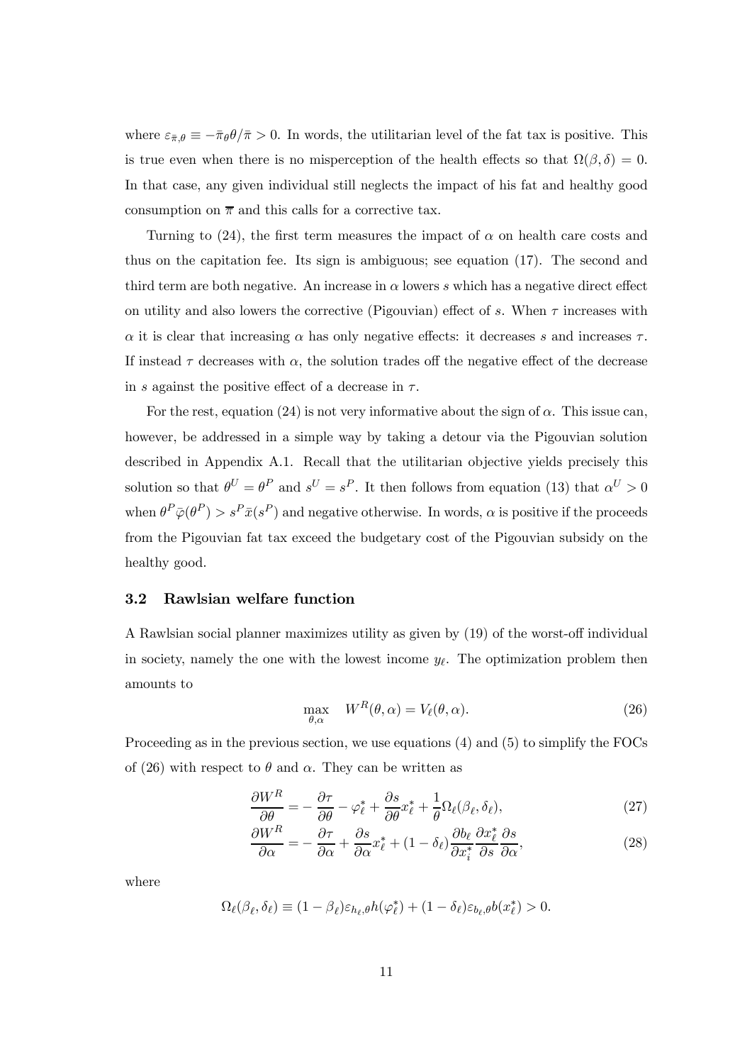where $\varepsilon_{\bar{\pi},\theta} \equiv -\bar{\pi}_\theta \theta / \bar{\pi} > 0$. In words, the utilitarian level of the fat tax is positive. This is true even when there is no misperception of the health effects so that $\Omega(\beta, \delta) = 0$. In that case, any given individual still neglects the impact of his fat and healthy good consumption on $\overline{\pi}$ and this calls for a corrective tax.

Turning to (24), the first term measures the impact of $\alpha$ on health care costs and thus on the capitation fee. Its sign is ambiguous; see equation (17). The second and third term are both negative. An increase in $\alpha$ lowers $s$ which has a negative direct effect on utility and also lowers the corrective (Pigouvian) effect of $s$. When $\tau$ increases with $\alpha$ it is clear that increasing $\alpha$ has only negative effects: it decreases $s$ and increases $\tau$. If instead $\tau$ decreases with $\alpha$, the solution trades off the negative effect of the decrease in $s$ against the positive effect of a decrease in $\tau$.

For the rest, equation (24) is not very informative about the sign of $\alpha$. This issue can, however, be addressed in a simple way by taking a detour via the Pigouvian solution described in Appendix A.1. Recall that the utilitarian objective yields precisely this solution so that $\theta^U = \theta^P$ and $s^U = s^P$. It then follows from equation (13) that $\alpha^U > 0$ when $\theta^P \bar{\varphi}(\theta^P) > s^P \bar{x}(s^P)$ and negative otherwise. In words, $\alpha$ is positive if the proceeds from the Pigouvian fat tax exceed the budgetary cost of the Pigouvian subsidy on the healthy good.

### 3.2 Rawlsian welfare function

A Rawlsian social planner maximizes utility as given by (19) of the worst-off individual in society, namely the one with the lowest income $y_\ell$. The optimization problem then amounts to

$$\max_{\theta,\alpha} \quad W^R(\theta, \alpha) = V_\ell(\theta, \alpha). \tag{26}$$

Proceeding as in the previous section, we use equations (4) and (5) to simplify the FOCs of (26) with respect to $\theta$ and $\alpha$. They can be written as

$$\frac{\partial W^R}{\partial \theta} = -\frac{\partial \tau}{\partial \theta} - \varphi_\ell^* + \frac{\partial s}{\partial \theta} x_\ell^* + \frac{1}{\theta} \Omega_\ell(\beta_\ell, \delta_\ell), \tag{27}$$

$$\frac{\partial W^R}{\partial \alpha} = -\frac{\partial \tau}{\partial \alpha} + \frac{\partial s}{\partial \alpha} x_\ell^* + (1 - \delta_\ell) \frac{\partial b_\ell}{\partial x_i^*} \frac{\partial x_\ell^*}{\partial s} \frac{\partial s}{\partial \alpha}, \tag{28}$$

where

$$\Omega_\ell(\beta_\ell, \delta_\ell) \equiv (1 - \beta_\ell) \varepsilon_{h_\ell,\theta} h(\varphi_\ell^*) + (1 - \delta_\ell) \varepsilon_{b_\ell,\theta} b(x_\ell^*) > 0.$$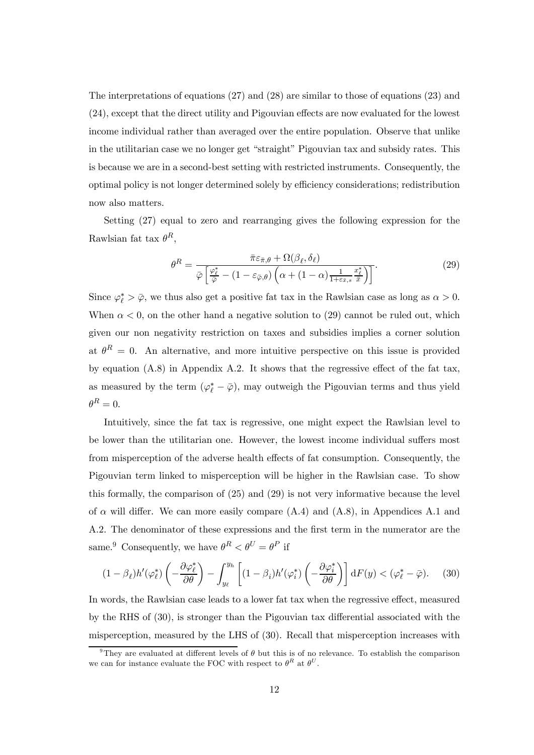The interpretations of equations (27) and (28) are similar to those of equations (23) and (24), except that the direct utility and Pigouvian effects are now evaluated for the lowest income individual rather than averaged over the entire population. Observe that unlike in the utilitarian case we no longer get "straight" Pigouvian tax and subsidy rates. This is because we are in a second-best setting with restricted instruments. Consequently, the optimal policy is not longer determined solely by efficiency considerations; redistribution now also matters.

Setting (27) equal to zero and rearranging gives the following expression for the Rawlsian fat tax $\theta^R$,

$$\theta^R = \frac{\bar{\pi}\varepsilon_{\bar{\pi},\theta} + \Omega(\beta_\ell, \delta_\ell)}{\bar{\varphi}\left[\frac{\varphi_\ell^*}{\bar{\varphi}} - (1 - \varepsilon_{\bar{\varphi},\theta})\left(\alpha + (1-\alpha)\frac{1}{1+\varepsilon_{\bar{x},s}}\frac{x_\ell^*}{\bar{x}}\right)\right]}. \tag{29}$$

Since $\varphi_\ell^* > \bar{\varphi}$, we thus also get a positive fat tax in the Rawlsian case as long as $\alpha > 0$. When $\alpha < 0$, on the other hand a negative solution to (29) cannot be ruled out, which given our non negativity restriction on taxes and subsidies implies a corner solution at $\theta^R = 0$. An alternative, and more intuitive perspective on this issue is provided by equation (A.8) in Appendix A.2. It shows that the regressive effect of the fat tax, as measured by the term $(\varphi_\ell^* - \bar{\varphi})$, may outweigh the Pigouvian terms and thus yield $\theta^R = 0$.

Intuitively, since the fat tax is regressive, one might expect the Rawlsian level to be lower than the utilitarian one. However, the lowest income individual suffers most from misperception of the adverse health effects of fat consumption. Consequently, the Pigouvian term linked to misperception will be higher in the Rawlsian case. To show this formally, the comparison of (25) and (29) is not very informative because the level of $\alpha$ will differ. We can more easily compare (A.4) and (A.8), in Appendices A.1 and A.2. The denominator of these expressions and the first term in the numerator are the same.[9] Consequently, we have $\theta^R < \theta^U = \theta^P$ if

$$(1-\beta_\ell)h'(\varphi_\ell^*)\left(-\frac{\partial \varphi_\ell^*}{\partial \theta}\right) - \int_{y_\ell}^{y_h}\left[(1-\beta_i)h'(\varphi_i^*)\left(-\frac{\partial \varphi_i^*}{\partial \theta}\right)\right] \mathrm{d}F(y) < (\varphi_\ell^* - \bar{\varphi}). \tag{30}$$

In words, the Rawlsian case leads to a lower fat tax when the regressive effect, measured by the RHS of (30), is stronger than the Pigouvian tax differential associated with the misperception, measured by the LHS of (30). Recall that misperception increases with

[9] They are evaluated at different levels of $\theta$ but this is of no relevance. To establish the comparison we can for instance evaluate the FOC with respect to $\theta^R$ at $\theta^U$.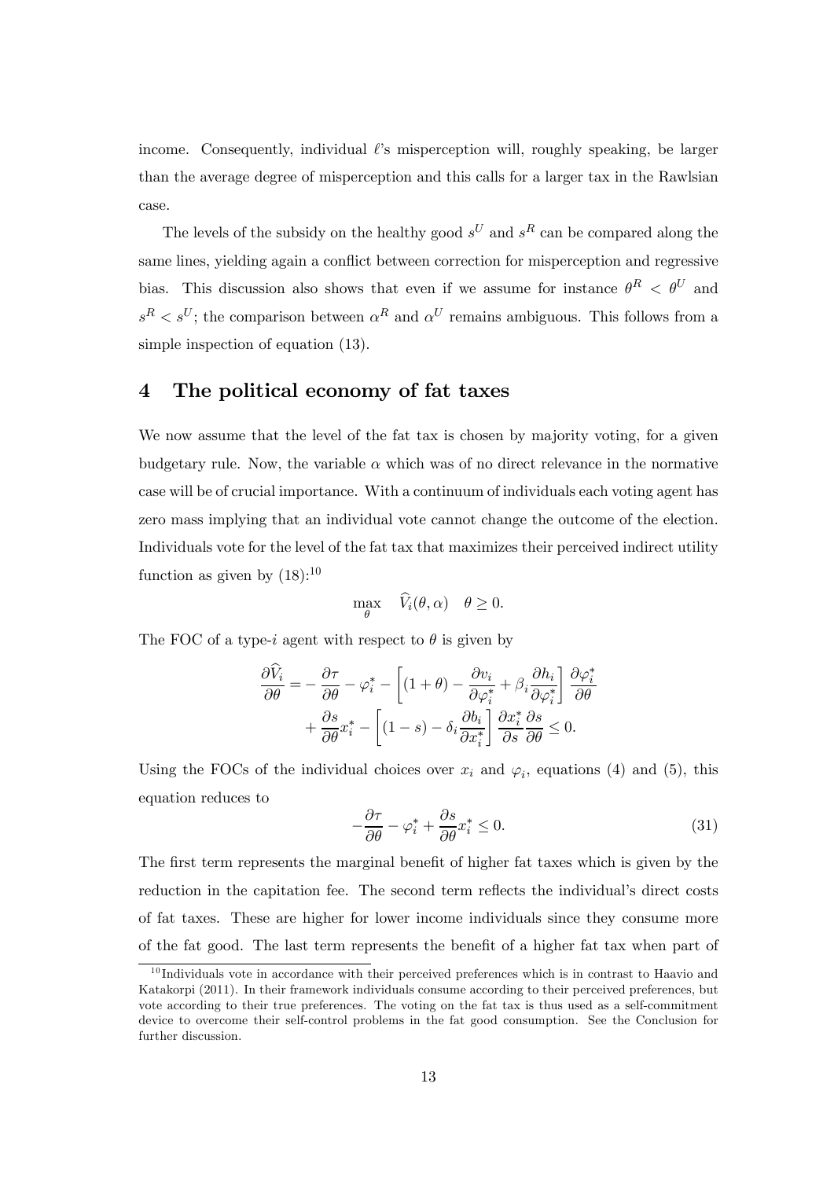income. Consequently, individual $\ell$'s misperception will, roughly speaking, be larger than the average degree of misperception and this calls for a larger tax in the Rawlsian case.

The levels of the subsidy on the healthy good $s^U$ and $s^R$ can be compared along the same lines, yielding again a conflict between correction for misperception and regressive bias. This discussion also shows that even if we assume for instance $\theta^R < \theta^U$ and $s^R < s^U$; the comparison between $\alpha^R$ and $\alpha^U$ remains ambiguous. This follows from a simple inspection of equation (13).

## 4 The political economy of fat taxes

We now assume that the level of the fat tax is chosen by majority voting, for a given budgetary rule. Now, the variable $\alpha$ which was of no direct relevance in the normative case will be of crucial importance. With a continuum of individuals each voting agent has zero mass implying that an individual vote cannot change the outcome of the election. Individuals vote for the level of the fat tax that maximizes their perceived indirect utility function as given by (18):[10]

$$\max_{\theta} \quad \widehat{V}_i(\theta, \alpha) \quad \theta \geq 0.$$

The FOC of a type-$i$ agent with respect to $\theta$ is given by

$$\frac{\partial \widehat{V}_i}{\partial \theta} = -\frac{\partial \tau}{\partial \theta} - \varphi_i^* - \left[(1+\theta) - \frac{\partial v_i}{\partial \varphi_i^*} + \beta_i \frac{\partial h_i}{\partial \varphi_i^*}\right] \frac{\partial \varphi_i^*}{\partial \theta} + \frac{\partial s}{\partial \theta} x_i^* - \left[(1-s) - \delta_i \frac{\partial b_i}{\partial x_i^*}\right] \frac{\partial x_i^*}{\partial s} \frac{\partial s}{\partial \theta} \leq 0.$$

Using the FOCs of the individual choices over $x_i$ and $\varphi_i$, equations (4) and (5), this equation reduces to

$$-\frac{\partial \tau}{\partial \theta} - \varphi_i^* + \frac{\partial s}{\partial \theta} x_i^* \leq 0. \tag{31}$$

The first term represents the marginal benefit of higher fat taxes which is given by the reduction in the capitation fee. The second term reflects the individual's direct costs of fat taxes. These are higher for lower income individuals since they consume more of the fat good. The last term represents the benefit of a higher fat tax when part of

[10] Individuals vote in accordance with their perceived preferences which is in contrast to Haavio and Katakorpi (2011). In their framework individuals consume according to their perceived preferences, but vote according to their true preferences. The voting on the fat tax is thus used as a self-commitment device to overcome their self-control problems in the fat good consumption. See the Conclusion for further discussion.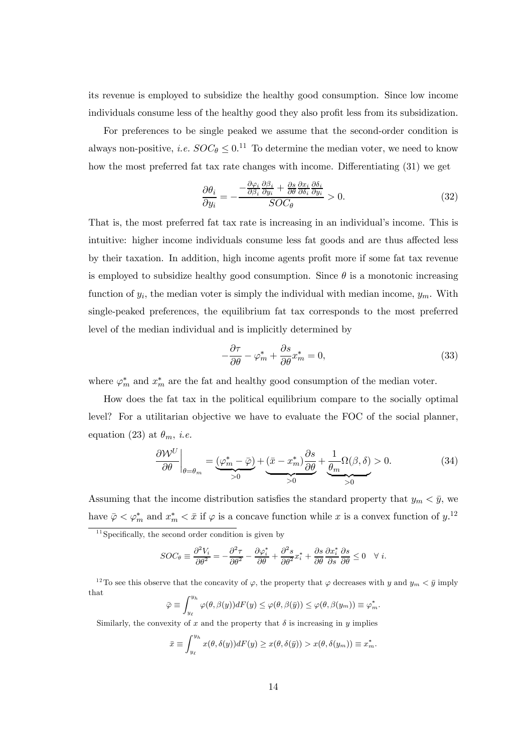its revenue is employed to subsidize the healthy good consumption. Since low income individuals consume less of the healthy good they also profit less from its subsidization.

For preferences to be single peaked we assume that the second-order condition is always non-positive, *i.e.* $SOC_\theta \leq 0$.[11] To determine the median voter, we need to know how the most preferred fat tax rate changes with income. Differentiating (31) we get

$$\frac{\partial \theta_i}{\partial y_i} = -\frac{-\frac{\partial \varphi_i}{\partial \beta_i}\frac{\partial \beta_i}{\partial y_i} + \frac{\partial s}{\partial \theta}\frac{\partial x_i}{\partial \delta_i}\frac{\partial \delta_i}{\partial y_i}}{SOC_\theta} > 0. \tag{32}$$

That is, the most preferred fat tax rate is increasing in an individual's income. This is intuitive: higher income individuals consume less fat goods and are thus affected less by their taxation. In addition, high income agents profit more if some fat tax revenue is employed to subsidize healthy good consumption. Since $\theta$ is a monotonic increasing function of $y_i$, the median voter is simply the individual with median income, $y_m$. With single-peaked preferences, the equilibrium fat tax corresponds to the most preferred level of the median individual and is implicitly determined by

$$-\frac{\partial \tau}{\partial \theta} - \varphi_m^* + \frac{\partial s}{\partial \theta} x_m^* = 0, \tag{33}$$

where $\varphi_m^*$ and $x_m^*$ are the fat and healthy good consumption of the median voter.

How does the fat tax in the political equilibrium compare to the socially optimal level? For a utilitarian objective we have to evaluate the FOC of the social planner, equation (23) at $\theta_m$, *i.e.*

$$\left.\frac{\partial \mathcal{W}^U}{\partial \theta}\right|_{\theta=\theta_m} = \underbrace{(\varphi_m^* - \bar{\varphi})}_{>0} + \underbrace{(\bar{x} - x_m^*)\frac{\partial s}{\partial \theta}}_{>0} + \underbrace{\frac{1}{\theta_m}\Omega(\beta, \delta)}_{>0} > 0. \tag{34}$$

Assuming that the income distribution satisfies the standard property that $y_m < \bar{y}$, we have $\bar{\varphi} < \varphi_m^*$ and $x_m^* < \bar{x}$ if $\varphi$ is a concave function while $x$ is a convex function of $y$.[12]

---

[11] Specifically, the second order condition is given by

$$SOC_\theta \equiv \frac{\partial^2 V_i}{\partial \theta^2} = -\frac{\partial^2 \tau}{\partial \theta^2} - \frac{\partial \varphi_i^*}{\partial \theta} + \frac{\partial^2 s}{\partial \theta^2} x_i^* + \frac{\partial s}{\partial \theta}\frac{\partial x_i^*}{\partial s}\frac{\partial s}{\partial \theta} \leq 0 \quad \forall\ i.$$

[12] To see this observe that the concavity of $\varphi$, the property that $\varphi$ decreases with $y$ and $y_m < \bar{y}$ imply that

$$\bar{\varphi} \equiv \int_{y_\ell}^{y_h} \varphi(\theta, \beta(y)) dF(y) \leq \varphi(\theta, \beta(\bar{y})) \leq \varphi(\theta, \beta(y_m)) \equiv \varphi_m^*.$$

Similarly, the convexity of $x$ and the property that $\delta$ is increasing in $y$ implies

$$\bar{x} \equiv \int_{y_\ell}^{y_h} x(\theta, \delta(y)) dF(y) \geq x(\theta, \delta(\bar{y})) > x(\theta, \delta(y_m)) \equiv x_m^*.$$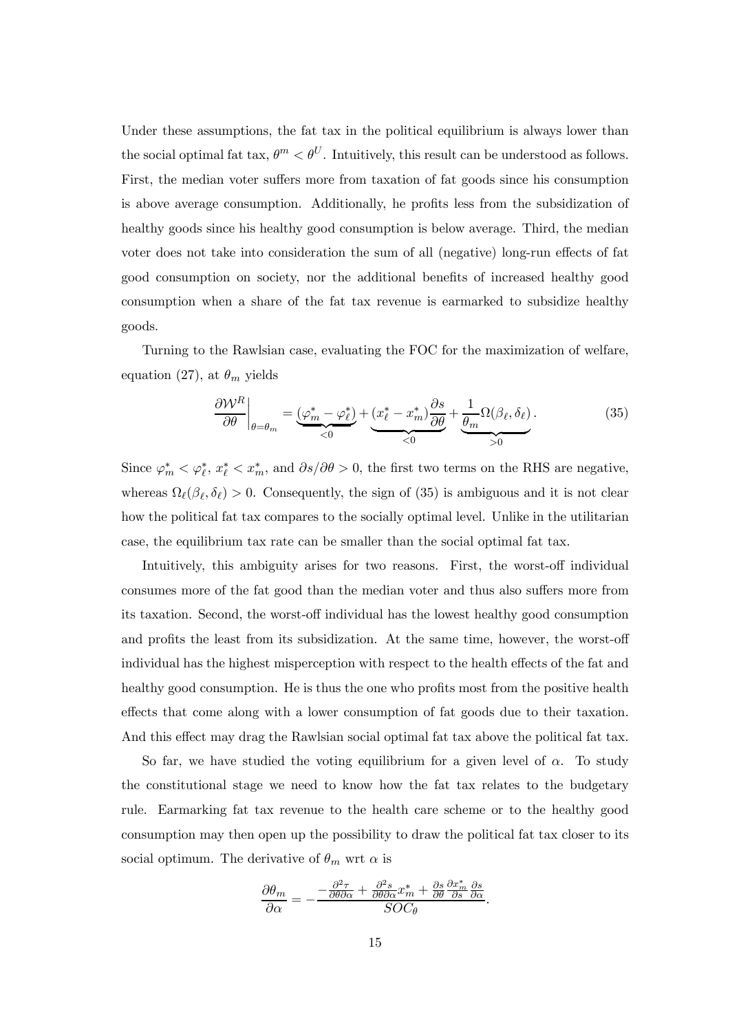Under these assumptions, the fat tax in the political equilibrium is always lower than the social optimal fat tax, $\theta^m < \theta^U$. Intuitively, this result can be understood as follows. First, the median voter suffers more from taxation of fat goods since his consumption is above average consumption. Additionally, he profits less from the subsidization of healthy goods since his healthy good consumption is below average. Third, the median voter does not take into consideration the sum of all (negative) long-run effects of fat good consumption on society, nor the additional benefits of increased healthy good consumption when a share of the fat tax revenue is earmarked to subsidize healthy goods.

Turning to the Rawlsian case, evaluating the FOC for the maximization of welfare, equation (27), at $\theta_m$ yields

$$\left.\frac{\partial \mathcal{W}^R}{\partial \theta}\right|_{\theta=\theta_m} = \underbrace{(\varphi_m^* - \varphi_\ell^*)}_{<0} + \underbrace{(x_\ell^* - x_m^*)\frac{\partial s}{\partial \theta}}_{<0} + \underbrace{\frac{1}{\theta_m}\Omega(\beta_\ell, \delta_\ell)}_{>0}. \tag{35}$$

Since $\varphi_m^* < \varphi_\ell^*$, $x_\ell^* < x_m^*$, and $\partial s/\partial \theta > 0$, the first two terms on the RHS are negative, whereas $\Omega_\ell(\beta_\ell, \delta_\ell) > 0$. Consequently, the sign of (35) is ambiguous and it is not clear how the political fat tax compares to the socially optimal level. Unlike in the utilitarian case, the equilibrium tax rate can be smaller than the social optimal fat tax.

Intuitively, this ambiguity arises for two reasons. First, the worst-off individual consumes more of the fat good than the median voter and thus also suffers more from its taxation. Second, the worst-off individual has the lowest healthy good consumption and profits the least from its subsidization. At the same time, however, the worst-off individual has the highest misperception with respect to the health effects of the fat and healthy good consumption. He is thus the one who profits most from the positive health effects that come along with a lower consumption of fat goods due to their taxation. And this effect may drag the Rawlsian social optimal fat tax above the political fat tax.

So far, we have studied the voting equilibrium for a given level of $\alpha$. To study the constitutional stage we need to know how the fat tax relates to the budgetary rule. Earmarking fat tax revenue to the health care scheme or to the healthy good consumption may then open up the possibility to draw the political fat tax closer to its social optimum. The derivative of $\theta_m$ wrt $\alpha$ is

$$\frac{\partial \theta_m}{\partial \alpha} = -\frac{-\frac{\partial^2 \tau}{\partial \theta \partial \alpha} + \frac{\partial^2 s}{\partial \theta \partial \alpha} x_m^* + \frac{\partial s}{\partial \theta}\frac{\partial x_m^*}{\partial s}\frac{\partial s}{\partial \alpha}}{SOC_\theta}.$$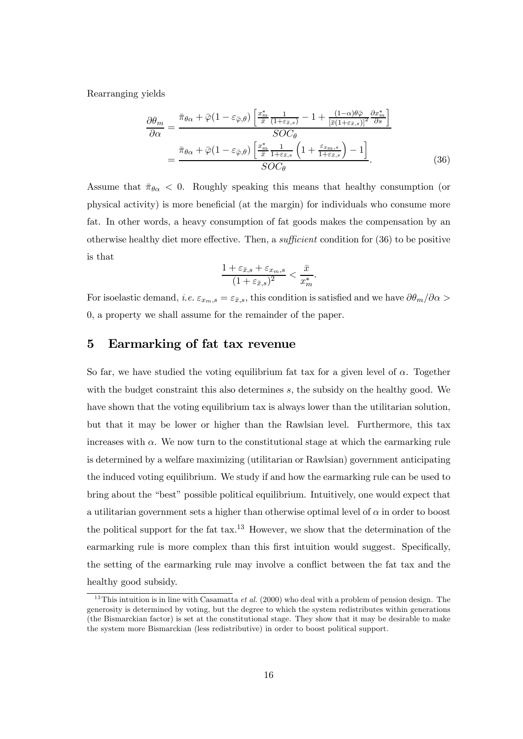Rearranging yields

$$\frac{\partial \theta_m}{\partial \alpha} = \frac{\bar{\pi}_{\theta\alpha} + \bar{\varphi}(1 - \varepsilon_{\bar{\varphi},\theta}) \left[ \frac{x_m^*}{\bar{x}} \frac{1}{(1+\varepsilon_{\bar{x},s})} - 1 + \frac{(1-\alpha)\theta\bar{\varphi}}{[\bar{x}(1+\varepsilon_{\bar{x},s})]^2} \frac{\partial x_m^*}{\partial s} \right]}{SOC_\theta}$$

$$= \frac{\bar{\pi}_{\theta\alpha} + \bar{\varphi}(1 - \varepsilon_{\bar{\varphi},\theta}) \left[ \frac{x_m^*}{\bar{x}} \frac{1}{1+\varepsilon_{\bar{x},s}} \left( 1 + \frac{\varepsilon_{x_m,s}}{1+\varepsilon_{\bar{x},s}} \right) - 1 \right]}{SOC_\theta}. \tag{36}$$

Assume that $\bar{\pi}_{\theta\alpha} < 0$. Roughly speaking this means that healthy consumption (or physical activity) is more beneficial (at the margin) for individuals who consume more fat. In other words, a heavy consumption of fat goods makes the compensation by an otherwise healthy diet more effective. Then, a *sufficient* condition for (36) to be positive is that

$$\frac{1 + \varepsilon_{\bar{x},s} + \varepsilon_{x_m,s}}{(1 + \varepsilon_{\bar{x},s})^2} < \frac{\bar{x}}{x_m^*}.$$

For isoelastic demand, *i.e.* $\varepsilon_{x_m,s} = \varepsilon_{\bar{x},s}$, this condition is satisfied and we have $\partial\theta_m/\partial\alpha > 0$, a property we shall assume for the remainder of the paper.

## 5 Earmarking of fat tax revenue

So far, we have studied the voting equilibrium fat tax for a given level of $\alpha$. Together with the budget constraint this also determines $s$, the subsidy on the healthy good. We have shown that the voting equilibrium tax is always lower than the utilitarian solution, but that it may be lower or higher than the Rawlsian level. Furthermore, this tax increases with $\alpha$. We now turn to the constitutional stage at which the earmarking rule is determined by a welfare maximizing (utilitarian or Rawlsian) government anticipating the induced voting equilibrium. We study if and how the earmarking rule can be used to bring about the "best" possible political equilibrium. Intuitively, one would expect that a utilitarian government sets a higher than otherwise optimal level of $\alpha$ in order to boost the political support for the fat tax.[13] However, we show that the determination of the earmarking rule is more complex than this first intuition would suggest. Specifically, the setting of the earmarking rule may involve a conflict between the fat tax and the healthy good subsidy.

[13] This intuition is in line with Casamatta *et al.* (2000) who deal with a problem of pension design. The generosity is determined by voting, but the degree to which the system redistributes within generations (the Bismarckian factor) is set at the constitutional stage. They show that it may be desirable to make the system more Bismarckian (less redistributive) in order to boost political support.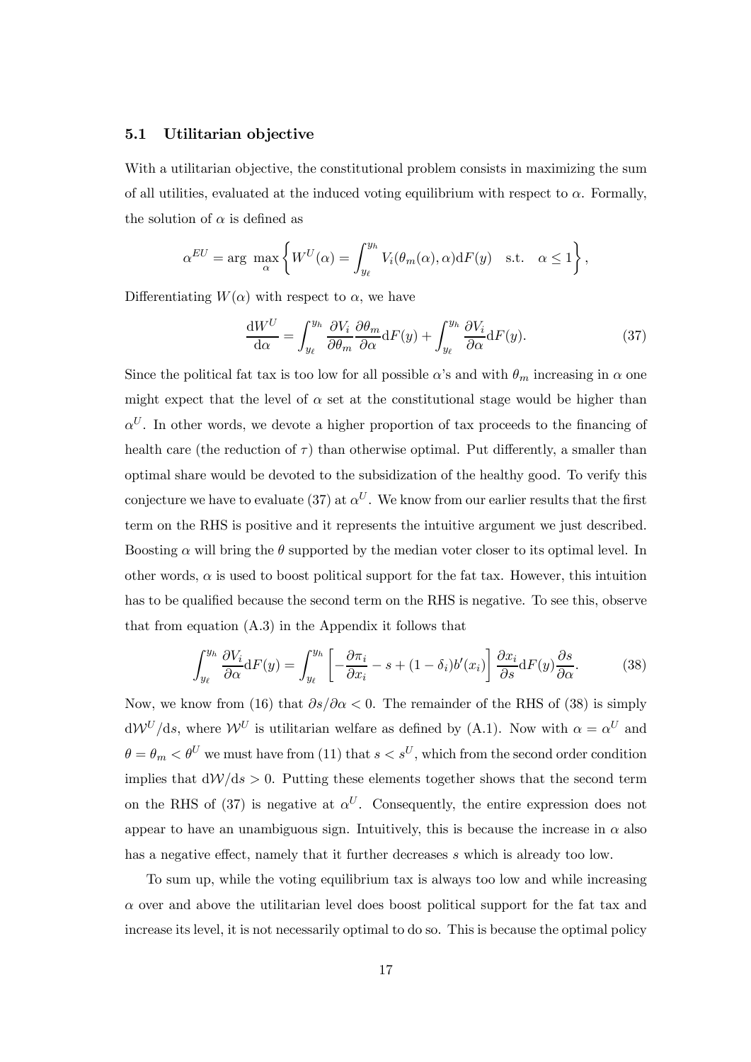### 5.1 Utilitarian objective

With a utilitarian objective, the constitutional problem consists in maximizing the sum of all utilities, evaluated at the induced voting equilibrium with respect to $\alpha$. Formally, the solution of $\alpha$ is defined as

$$\alpha^{EU} = \arg \max_{\alpha} \left\{ W^U(\alpha) = \int_{y_\ell}^{y_h} V_i(\theta_m(\alpha), \alpha) \mathrm{d}F(y) \quad \text{s.t.} \quad \alpha \leq 1 \right\},$$

Differentiating $W(\alpha)$ with respect to $\alpha$, we have

$$\frac{\mathrm{d}W^U}{\mathrm{d}\alpha} = \int_{y_\ell}^{y_h} \frac{\partial V_i}{\partial \theta_m} \frac{\partial \theta_m}{\partial \alpha} \mathrm{d}F(y) + \int_{y_\ell}^{y_h} \frac{\partial V_i}{\partial \alpha} \mathrm{d}F(y). \tag{37}$$

Since the political fat tax is too low for all possible $\alpha$'s and with $\theta_m$ increasing in $\alpha$ one might expect that the level of $\alpha$ set at the constitutional stage would be higher than $\alpha^U$. In other words, we devote a higher proportion of tax proceeds to the financing of health care (the reduction of $\tau$) than otherwise optimal. Put differently, a smaller than optimal share would be devoted to the subsidization of the healthy good. To verify this conjecture we have to evaluate (37) at $\alpha^U$. We know from our earlier results that the first term on the RHS is positive and it represents the intuitive argument we just described. Boosting $\alpha$ will bring the $\theta$ supported by the median voter closer to its optimal level. In other words, $\alpha$ is used to boost political support for the fat tax. However, this intuition has to be qualified because the second term on the RHS is negative. To see this, observe that from equation (A.3) in the Appendix it follows that

$$\int_{y_\ell}^{y_h} \frac{\partial V_i}{\partial \alpha} \mathrm{d}F(y) = \int_{y_\ell}^{y_h} \left[ -\frac{\partial \pi_i}{\partial x_i} - s + (1 - \delta_i) b'(x_i) \right] \frac{\partial x_i}{\partial s} \mathrm{d}F(y) \frac{\partial s}{\partial \alpha}. \tag{38}$$

Now, we know from (16) that $\partial s / \partial \alpha < 0$. The remainder of the RHS of (38) is simply $\mathrm{d}\mathcal{W}^U/\mathrm{d}s$, where $\mathcal{W}^U$ is utilitarian welfare as defined by (A.1). Now with $\alpha = \alpha^U$ and $\theta = \theta_m < \theta^U$ we must have from (11) that $s < s^U$, which from the second order condition implies that $\mathrm{d}\mathcal{W}/\mathrm{d}s > 0$. Putting these elements together shows that the second term on the RHS of (37) is negative at $\alpha^U$. Consequently, the entire expression does not appear to have an unambiguous sign. Intuitively, this is because the increase in $\alpha$ also has a negative effect, namely that it further decreases $s$ which is already too low.

To sum up, while the voting equilibrium tax is always too low and while increasing $\alpha$ over and above the utilitarian level does boost political support for the fat tax and increase its level, it is not necessarily optimal to do so. This is because the optimal policy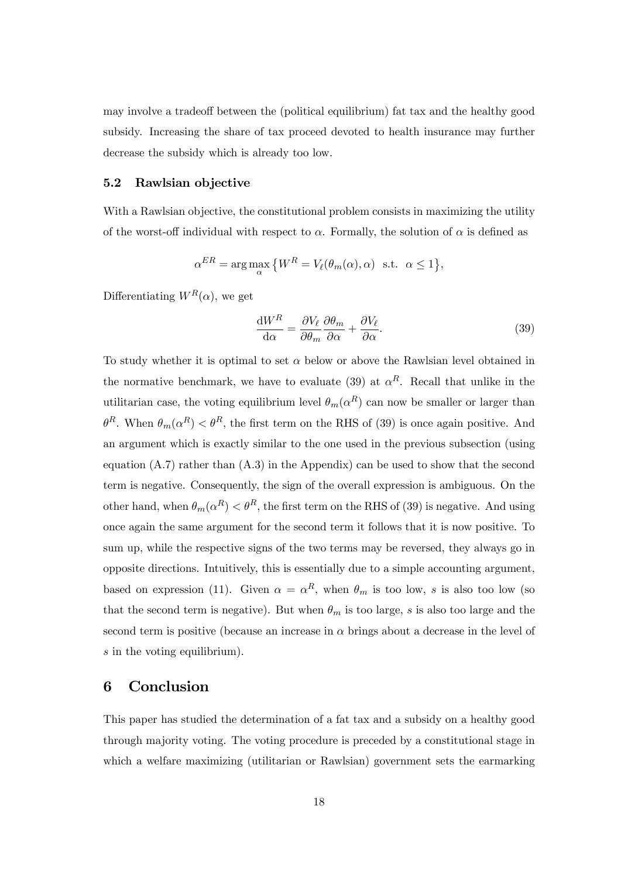may involve a tradeoff between the (political equilibrium) fat tax and the healthy good subsidy. Increasing the share of tax proceed devoted to health insurance may further decrease the subsidy which is already too low.

### 5.2 Rawlsian objective

With a Rawlsian objective, the constitutional problem consists in maximizing the utility of the worst-off individual with respect to $\alpha$. Formally, the solution of $\alpha$ is defined as

$$\alpha^{ER} = \arg\max_{\alpha} \left\{ W^R = V_\ell(\theta_m(\alpha), \alpha) \ \text{ s.t. } \ \alpha \leq 1 \right\},$$

Differentiating $W^R(\alpha)$, we get

$$\frac{\mathrm{d}W^R}{\mathrm{d}\alpha} = \frac{\partial V_\ell}{\partial \theta_m}\frac{\partial \theta_m}{\partial \alpha} + \frac{\partial V_\ell}{\partial \alpha}. \tag{39}$$

To study whether it is optimal to set $\alpha$ below or above the Rawlsian level obtained in the normative benchmark, we have to evaluate (39) at $\alpha^R$. Recall that unlike in the utilitarian case, the voting equilibrium level $\theta_m(\alpha^R)$ can now be smaller or larger than $\theta^R$. When $\theta_m(\alpha^R) < \theta^R$, the first term on the RHS of (39) is once again positive. And an argument which is exactly similar to the one used in the previous subsection (using equation (A.7) rather than (A.3) in the Appendix) can be used to show that the second term is negative. Consequently, the sign of the overall expression is ambiguous. On the other hand, when $\theta_m(\alpha^R) < \theta^R$, the first term on the RHS of (39) is negative. And using once again the same argument for the second term it follows that it is now positive. To sum up, while the respective signs of the two terms may be reversed, they always go in opposite directions. Intuitively, this is essentially due to a simple accounting argument, based on expression (11). Given $\alpha = \alpha^R$, when $\theta_m$ is too low, $s$ is also too low (so that the second term is negative). But when $\theta_m$ is too large, $s$ is also too large and the second term is positive (because an increase in $\alpha$ brings about a decrease in the level of $s$ in the voting equilibrium).

## 6 Conclusion

This paper has studied the determination of a fat tax and a subsidy on a healthy good through majority voting. The voting procedure is preceded by a constitutional stage in which a welfare maximizing (utilitarian or Rawlsian) government sets the earmarking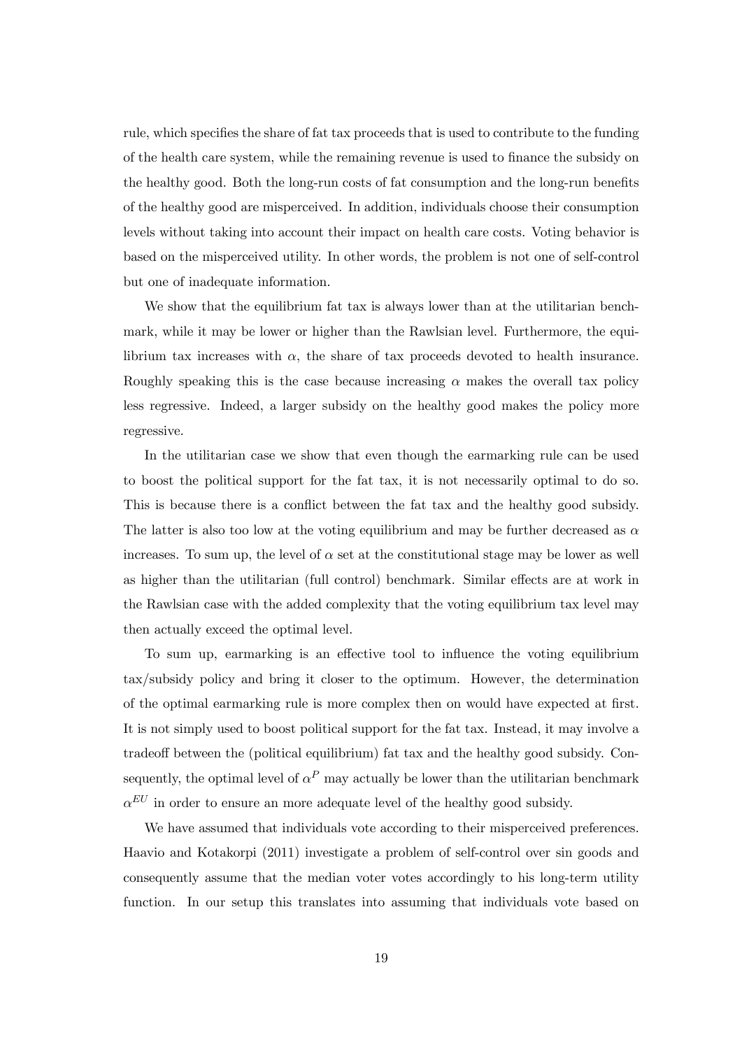rule, which specifies the share of fat tax proceeds that is used to contribute to the funding of the health care system, while the remaining revenue is used to finance the subsidy on the healthy good. Both the long-run costs of fat consumption and the long-run benefits of the healthy good are misperceived. In addition, individuals choose their consumption levels without taking into account their impact on health care costs. Voting behavior is based on the misperceived utility. In other words, the problem is not one of self-control but one of inadequate information.

We show that the equilibrium fat tax is always lower than at the utilitarian benchmark, while it may be lower or higher than the Rawlsian level. Furthermore, the equilibrium tax increases with $\alpha$, the share of tax proceeds devoted to health insurance. Roughly speaking this is the case because increasing $\alpha$ makes the overall tax policy less regressive. Indeed, a larger subsidy on the healthy good makes the policy more regressive.

In the utilitarian case we show that even though the earmarking rule can be used to boost the political support for the fat tax, it is not necessarily optimal to do so. This is because there is a conflict between the fat tax and the healthy good subsidy. The latter is also too low at the voting equilibrium and may be further decreased as $\alpha$ increases. To sum up, the level of $\alpha$ set at the constitutional stage may be lower as well as higher than the utilitarian (full control) benchmark. Similar effects are at work in the Rawlsian case with the added complexity that the voting equilibrium tax level may then actually exceed the optimal level.

To sum up, earmarking is an effective tool to influence the voting equilibrium tax/subsidy policy and bring it closer to the optimum. However, the determination of the optimal earmarking rule is more complex then on would have expected at first. It is not simply used to boost political support for the fat tax. Instead, it may involve a tradeoff between the (political equilibrium) fat tax and the healthy good subsidy. Consequently, the optimal level of $\alpha^P$ may actually be lower than the utilitarian benchmark $\alpha^{EU}$ in order to ensure an more adequate level of the healthy good subsidy.

We have assumed that individuals vote according to their misperceived preferences. Haavio and Kotakorpi (2011) investigate a problem of self-control over sin goods and consequently assume that the median voter votes accordingly to his long-term utility function. In our setup this translates into assuming that individuals vote based on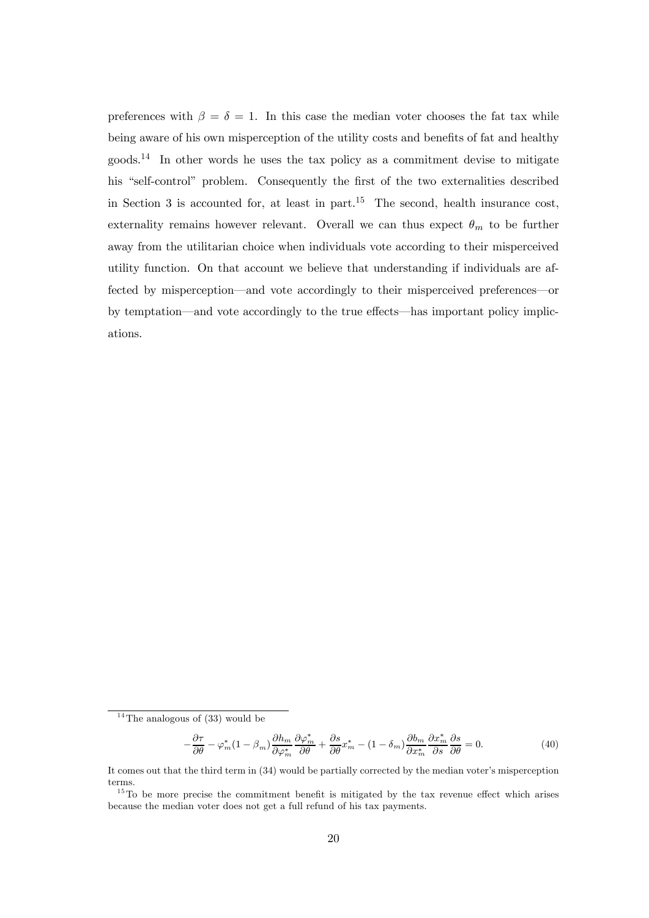preferences with $\beta = \delta = 1$. In this case the median voter chooses the fat tax while being aware of his own misperception of the utility costs and benefits of fat and healthy goods.[14] In other words he uses the tax policy as a commitment devise to mitigate his "self-control" problem. Consequently the first of the two externalities described in Section 3 is accounted for, at least in part.[15] The second, health insurance cost, externality remains however relevant. Overall we can thus expect $\theta_m$ to be further away from the utilitarian choice when individuals vote according to their misperceived utility function. On that account we believe that understanding if individuals are affected by misperception—and vote accordingly to their misperceived preferences—or by temptation—and vote accordingly to the true effects—has important policy implications.

---

[14] The analogous of (33) would be

$$-\frac{\partial \tau}{\partial \theta} - \varphi_m^* (1 - \beta_m) \frac{\partial h_m}{\partial \varphi_m^*} \frac{\partial \varphi_m^*}{\partial \theta} + \frac{\partial s}{\partial \theta} x_m^* - (1 - \delta_m) \frac{\partial b_m}{\partial x_m^*} \frac{\partial x_m^*}{\partial s} \frac{\partial s}{\partial \theta} = 0. \tag{40}$$

It comes out that the third term in (34) would be partially corrected by the median voter's misperception terms.

[15] To be more precise the commitment benefit is mitigated by the tax revenue effect which arises because the median voter does not get a full refund of his tax payments.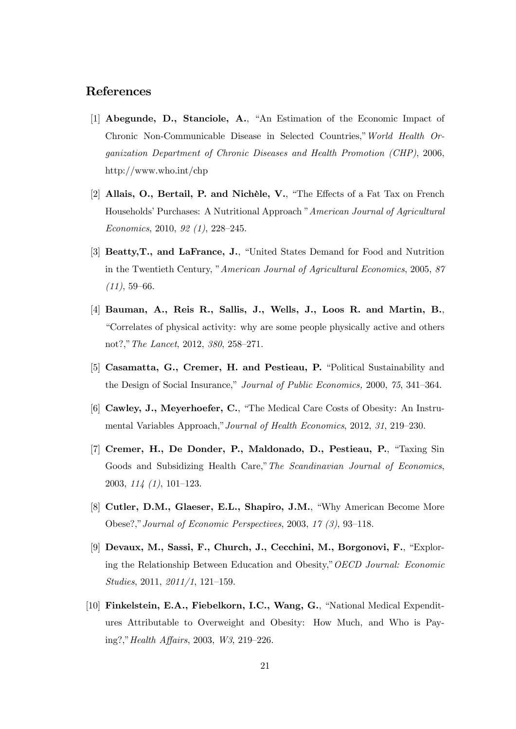## References

[1] **Abegunde, D., Stanciole, A.**, "An Estimation of the Economic Impact of Chronic Non-Communicable Disease in Selected Countries," *World Health Organization Department of Chronic Diseases and Health Promotion (CHP)*, 2006, http://www.who.int/chp

[2] **Allais, O., Bertail, P. and Nichèle, V.**, "The Effects of a Fat Tax on French Households' Purchases: A Nutritional Approach "*American Journal of Agricultural Economics*, 2010, *92 (1)*, 228–245.

[3] **Beatty,T., and LaFrance, J.**, "United States Demand for Food and Nutrition in the Twentieth Century, "*American Journal of Agricultural Economics*, 2005, *87 (11)*, 59–66.

[4] **Bauman, A., Reis R., Sallis, J., Wells, J., Loos R. and Martin, B.**, "Correlates of physical activity: why are some people physically active and others not?," *The Lancet*, 2012, *380*, 258–271.

[5] **Casamatta, G., Cremer, H. and Pestieau, P.** "Political Sustainability and the Design of Social Insurance," *Journal of Public Economics,* 2000, *75*, 341–364.

[6] **Cawley, J., Meyerhoefer, C.**, "The Medical Care Costs of Obesity: An Instrumental Variables Approach,"*Journal of Health Economics*, 2012, *31*, 219–230.

[7] **Cremer, H., De Donder, P., Maldonado, D., Pestieau, P.**, "Taxing Sin Goods and Subsidizing Health Care,"*The Scandinavian Journal of Economics*, 2003, *114 (1)*, 101–123.

[8] **Cutler, D.M., Glaeser, E.L., Shapiro, J.M.**, "Why American Become More Obese?,"*Journal of Economic Perspectives*, 2003, *17 (3)*, 93–118.

[9] **Devaux, M., Sassi, F., Church, J., Cecchini, M., Borgonovi, F.**, "Exploring the Relationship Between Education and Obesity,"*OECD Journal: Economic Studies*, 2011, *2011/1*, 121–159.

[10] **Finkelstein, E.A., Fiebelkorn, I.C., Wang, G.**, "National Medical Expenditures Attributable to Overweight and Obesity: How Much, and Who is Paying?,"*Health Affairs*, 2003, *W3*, 219–226.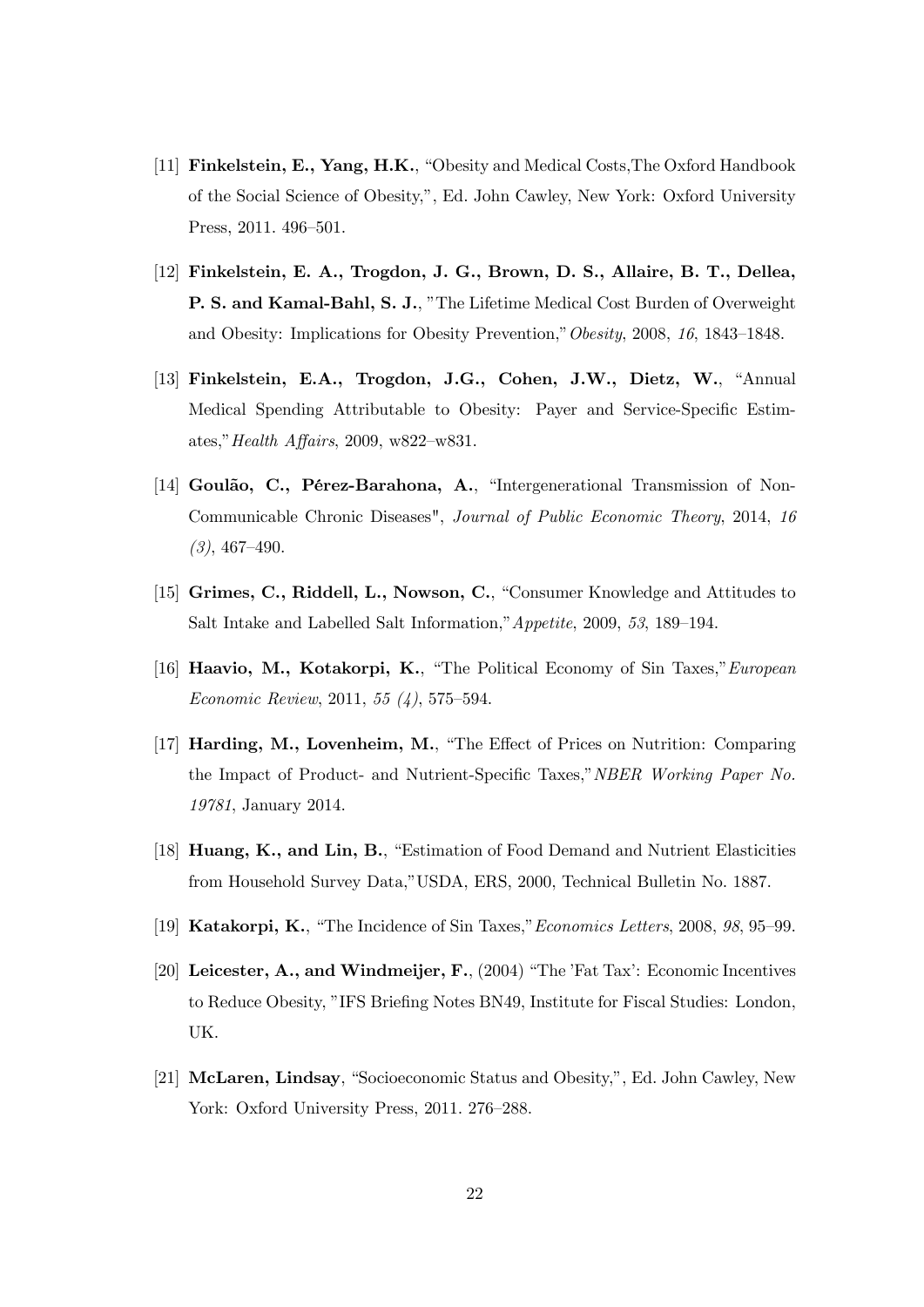[11] **Finkelstein, E., Yang, H.K.**, "Obesity and Medical Costs,The Oxford Handbook of the Social Science of Obesity,", Ed. John Cawley, New York: Oxford University Press, 2011. 496–501.

[12] **Finkelstein, E. A., Trogdon, J. G., Brown, D. S., Allaire, B. T., Dellea, P. S. and Kamal-Bahl, S. J.**, "The Lifetime Medical Cost Burden of Overweight and Obesity: Implications for Obesity Prevention," *Obesity*, 2008, *16*, 1843–1848.

[13] **Finkelstein, E.A., Trogdon, J.G., Cohen, J.W., Dietz, W.**, "Annual Medical Spending Attributable to Obesity: Payer and Service-Specific Estimates," *Health Affairs*, 2009, w822–w831.

[14] **Goulão, C., Pérez-Barahona, A.**, "Intergenerational Transmission of Non-Communicable Chronic Diseases", *Journal of Public Economic Theory*, 2014, *16 (3)*, 467–490.

[15] **Grimes, C., Riddell, L., Nowson, C.**, "Consumer Knowledge and Attitudes to Salt Intake and Labelled Salt Information," *Appetite*, 2009, *53*, 189–194.

[16] **Haavio, M., Kotakorpi, K.**, "The Political Economy of Sin Taxes," *European Economic Review*, 2011, *55 (4)*, 575–594.

[17] **Harding, M., Lovenheim, M.**, "The Effect of Prices on Nutrition: Comparing the Impact of Product- and Nutrient-Specific Taxes," *NBER Working Paper No. 19781*, January 2014.

[18] **Huang, K., and Lin, B.**, "Estimation of Food Demand and Nutrient Elasticities from Household Survey Data," USDA, ERS, 2000, Technical Bulletin No. 1887.

[19] **Katakorpi, K.**, "The Incidence of Sin Taxes," *Economics Letters*, 2008, *98*, 95–99.

[20] **Leicester, A., and Windmeijer, F.**, (2004) "The 'Fat Tax': Economic Incentives to Reduce Obesity, "IFS Briefing Notes BN49, Institute for Fiscal Studies: London, UK.

[21] **McLaren, Lindsay**, "Socioeconomic Status and Obesity,", Ed. John Cawley, New York: Oxford University Press, 2011. 276–288.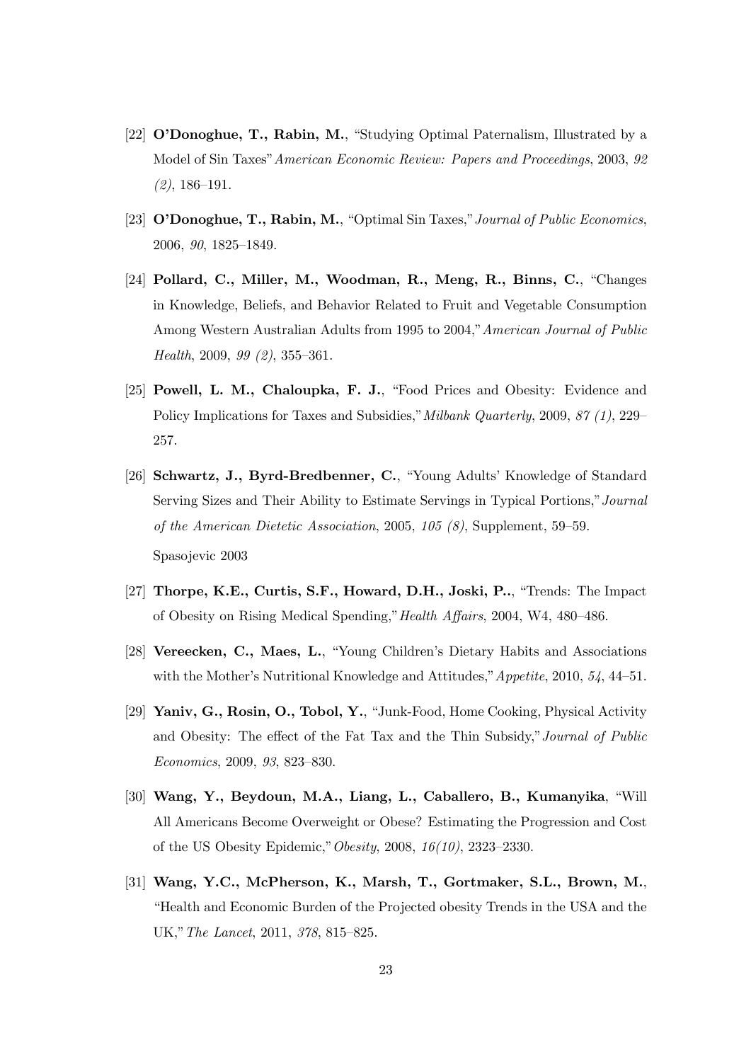[22] **O'Donoghue, T., Rabin, M.**, "Studying Optimal Paternalism, Illustrated by a Model of Sin Taxes" *American Economic Review: Papers and Proceedings*, 2003, *92 (2)*, 186–191.

[23] **O'Donoghue, T., Rabin, M.**, "Optimal Sin Taxes," *Journal of Public Economics*, 2006, *90*, 1825–1849.

[24] **Pollard, C., Miller, M., Woodman, R., Meng, R., Binns, C.**, "Changes in Knowledge, Beliefs, and Behavior Related to Fruit and Vegetable Consumption Among Western Australian Adults from 1995 to 2004," *American Journal of Public Health*, 2009, *99 (2)*, 355–361.

[25] **Powell, L. M., Chaloupka, F. J.**, "Food Prices and Obesity: Evidence and Policy Implications for Taxes and Subsidies," *Milbank Quarterly*, 2009, *87 (1)*, 229–257.

[26] **Schwartz, J., Byrd-Bredbenner, C.**, "Young Adults' Knowledge of Standard Serving Sizes and Their Ability to Estimate Servings in Typical Portions," *Journal of the American Dietetic Association*, 2005, *105 (8)*, Supplement, 59–59.

Spasojevic 2003

[27] **Thorpe, K.E., Curtis, S.F., Howard, D.H., Joski, P..**, "Trends: The Impact of Obesity on Rising Medical Spending," *Health Affairs*, 2004, W4, 480–486.

[28] **Vereecken, C., Maes, L.**, "Young Children's Dietary Habits and Associations with the Mother's Nutritional Knowledge and Attitudes," *Appetite*, 2010, *54*, 44–51.

[29] **Yaniv, G., Rosin, O., Tobol, Y.**, "Junk-Food, Home Cooking, Physical Activity and Obesity: The effect of the Fat Tax and the Thin Subsidy," *Journal of Public Economics*, 2009, *93*, 823–830.

[30] **Wang, Y., Beydoun, M.A., Liang, L., Caballero, B., Kumanyika**, "Will All Americans Become Overweight or Obese? Estimating the Progression and Cost of the US Obesity Epidemic," *Obesity*, 2008, *16(10)*, 2323–2330.

[31] **Wang, Y.C., McPherson, K., Marsh, T., Gortmaker, S.L., Brown, M.**, "Health and Economic Burden of the Projected obesity Trends in the USA and the UK," *The Lancet*, 2011, *378*, 815–825.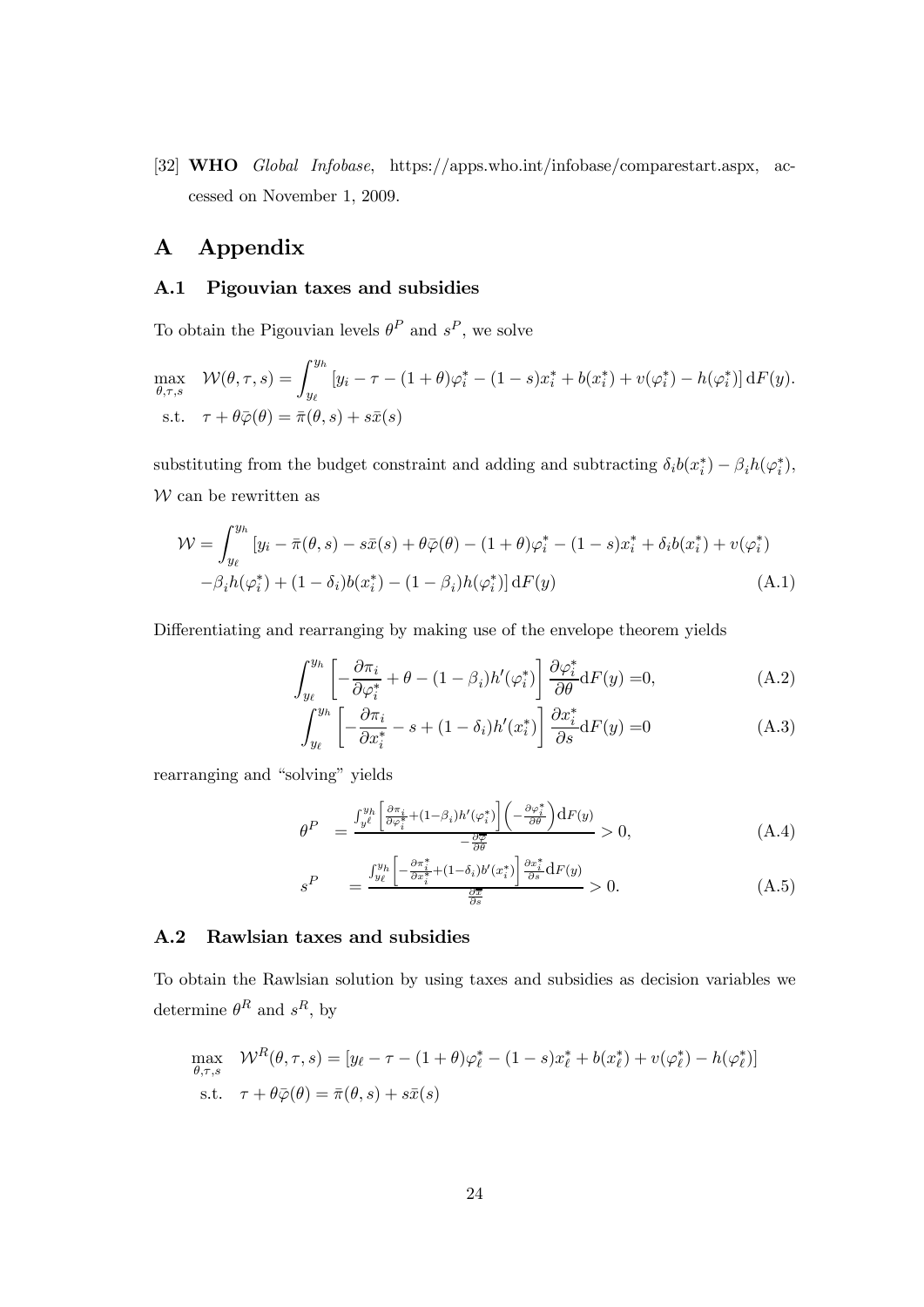[32] **WHO** *Global Infobase*, https://apps.who.int/infobase/comparestart.aspx, accessed on November 1, 2009.

# A Appendix

## A.1 Pigouvian taxes and subsidies

To obtain the Pigouvian levels $\theta^P$ and $s^P$, we solve

$$\max_{\theta,\tau,s} \quad \mathcal{W}(\theta,\tau,s) = \int_{y_\ell}^{y_h} \left[y_i - \tau - (1+\theta)\varphi_i^* - (1-s)x_i^* + b(x_i^*) + v(\varphi_i^*) - h(\varphi_i^*)\right] \mathrm{d}F(y).$$
$$\text{s.t.} \quad \tau + \theta\bar{\varphi}(\theta) = \bar{\pi}(\theta,s) + s\bar{x}(s)$$

substituting from the budget constraint and adding and subtracting $\delta_i b(x_i^*) - \beta_i h(\varphi_i^*)$, $\mathcal{W}$ can be rewritten as

$$\mathcal{W} = \int_{y_\ell}^{y_h} \left[y_i - \bar{\pi}(\theta,s) - s\bar{x}(s) + \theta\bar{\varphi}(\theta) - (1+\theta)\varphi_i^* - (1-s)x_i^* + \delta_i b(x_i^*) + v(\varphi_i^*) \right.$$
$$\left. -\beta_i h(\varphi_i^*) + (1-\delta_i)b(x_i^*) - (1-\beta_i)h(\varphi_i^*)\right] \mathrm{d}F(y) \tag{A.1}$$

Differentiating and rearranging by making use of the envelope theorem yields

$$\int_{y_\ell}^{y_h} \left[-\frac{\partial \pi_i}{\partial \varphi_i^*} + \theta - (1-\beta_i)h'(\varphi_i^*)\right] \frac{\partial \varphi_i^*}{\partial \theta} \mathrm{d}F(y) = 0, \tag{A.2}$$

$$\int_{y_\ell}^{y_h} \left[-\frac{\partial \pi_i}{\partial x_i^*} - s + (1-\delta_i)h'(x_i^*)\right] \frac{\partial x_i^*}{\partial s} \mathrm{d}F(y) = 0 \tag{A.3}$$

rearranging and "solving" yields

$$\theta^P = \frac{\int_{y^\ell}^{y_h} \left[\frac{\partial \pi_i}{\partial \varphi_i^*} + (1-\beta_i)h'(\varphi_i^*)\right]\left(-\frac{\partial \varphi_i^*}{\partial \theta}\right)\mathrm{d}F(y)}{-\frac{\partial \bar{\varphi}}{\partial \theta}} > 0, \tag{A.4}$$

$$s^P = \frac{\int_{y_\ell}^{y_h} \left[-\frac{\partial \pi_i^*}{\partial x_i^*} + (1-\delta_i)b'(x_i^*)\right]\frac{\partial x_i^*}{\partial s}\mathrm{d}F(y)}{\frac{\partial \bar{x}}{\partial s}} > 0. \tag{A.5}$$

## A.2 Rawlsian taxes and subsidies

To obtain the Rawlsian solution by using taxes and subsidies as decision variables we determine $\theta^R$ and $s^R$, by

$$\max_{\theta,\tau,s} \quad \mathcal{W}^R(\theta,\tau,s) = \left[y_\ell - \tau - (1+\theta)\varphi_\ell^* - (1-s)x_\ell^* + b(x_\ell^*) + v(\varphi_\ell^*) - h(\varphi_\ell^*)\right]$$
$$\text{s.t.} \quad \tau + \theta\bar{\varphi}(\theta) = \bar{\pi}(\theta,s) + s\bar{x}(s)$$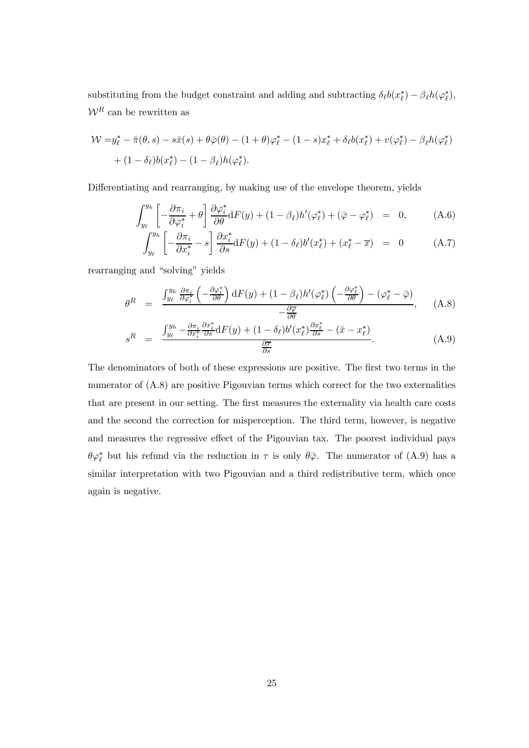substituting from the budget constraint and adding and subtracting $\delta_\ell b(x_\ell^*) - \beta_\ell h(\varphi_\ell^*)$, $\mathcal{W}^R$ can be rewritten as

$$
\begin{aligned}
\mathcal{W} =& y_\ell^* - \bar{\pi}(\theta, s) - s\bar{x}(s) + \theta\bar{\varphi}(\theta) - (1+\theta)\varphi_\ell^* - (1-s)x_\ell^* + \delta_\ell b(x_\ell^*) + v(\varphi_\ell^*) - \beta_\ell h(\varphi_\ell^*) \\
&+ (1-\delta_\ell)b(x_\ell^*) - (1-\beta_\ell)h(\varphi_\ell^*).
\end{aligned}
$$

Differentiating and rearranging, by making use of the envelope theorem, yields

$$
\int_{y_\ell}^{y_h} \left[ -\frac{\partial \pi_i}{\partial \varphi_i^*} + \theta \right] \frac{\partial \varphi_i^*}{\partial \theta} \mathrm{d}F(y) + (1-\beta_\ell)h'(\varphi_\ell^*) + (\bar{\varphi} - \varphi_\ell^*) = 0, \tag{A.6}
$$

$$
\int_{y_\ell}^{y_h} \left[ -\frac{\partial \pi_i}{\partial x_i^*} - s \right] \frac{\partial x_i^*}{\partial s} \mathrm{d}F(y) + (1-\delta_\ell)b'(x_\ell^*) + (x_\ell^* - \overline{x}) = 0 \tag{A.7}
$$

rearranging and "solving" yields

$$
\theta^R = \frac{\int_{y_\ell}^{y_h} \frac{\partial \pi_i}{\partial \varphi_i^*} \left( -\frac{\partial \varphi_i^*}{\partial \theta} \right) \mathrm{d}F(y) + (1-\beta_\ell)h'(\varphi_\ell^*) \left( -\frac{\partial \varphi_\ell^*}{\partial \theta} \right) - (\varphi_\ell^* - \bar{\varphi})}{-\frac{\partial \overline{\varphi}}{\partial \theta}}, \tag{A.8}
$$

$$
s^R = \frac{\int_{y_\ell}^{y_h} -\frac{\partial \pi_i}{\partial x_i^*} \frac{\partial x_i^*}{\partial s} \mathrm{d}F(y) + (1-\delta_\ell)b'(x_\ell^*) \frac{\partial x_\ell^*}{\partial s} - (\bar{x} - x_\ell^*)}{\frac{\partial \overline{x}}{\partial s}}. \tag{A.9}
$$

The denominators of both of these expressions are positive. The first two terms in the numerator of (A.8) are positive Pigouvian terms which correct for the two externalities that are present in our setting. The first measures the externality via health care costs and the second the correction for misperception. The third term, however, is negative and measures the regressive effect of the Pigouvian tax. The poorest individual pays $\theta\varphi_\ell^*$ but his refund via the reduction in $\tau$ is only $\theta\bar{\varphi}$. The numerator of (A.9) has a similar interpretation with two Pigouvian and a third redistributive term, which once again is negative.